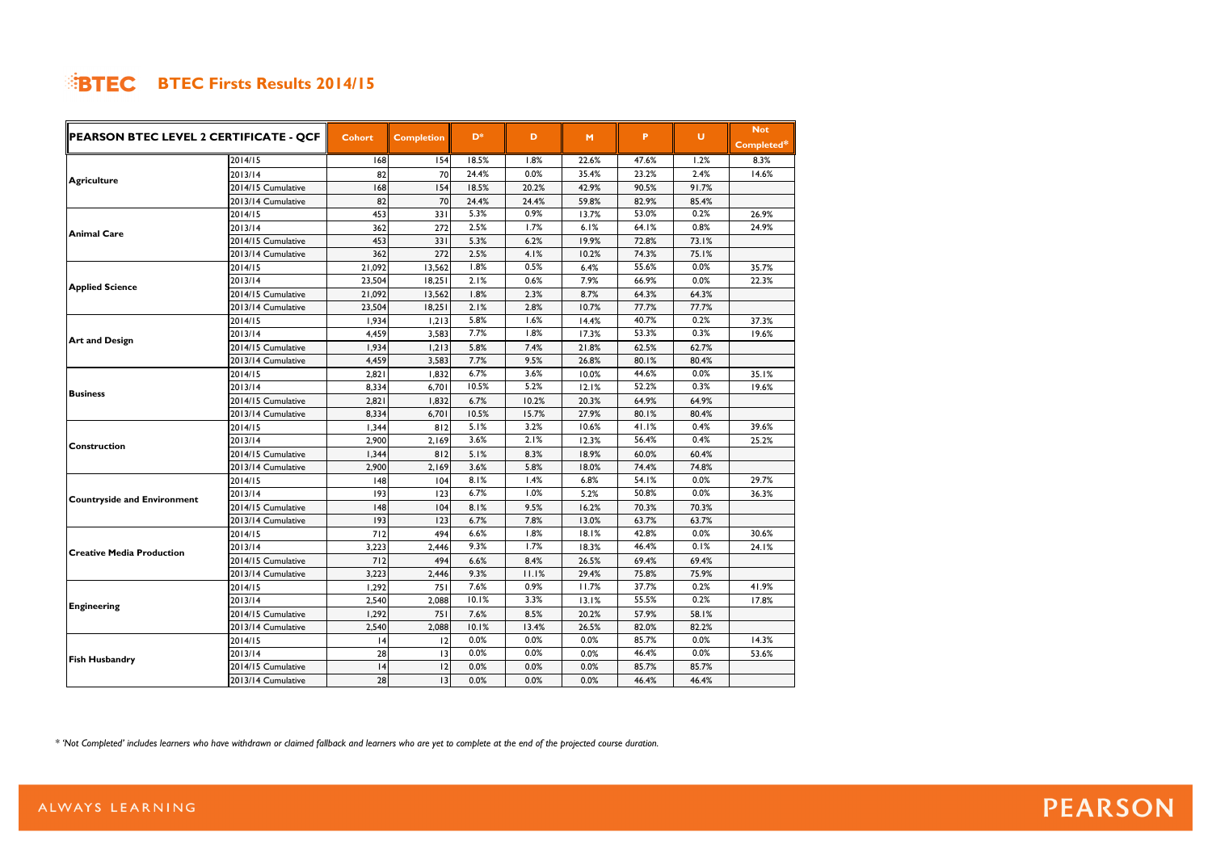# BTEC Firsts Results 2014/15

| PEARSON BTEC LEVEL 2 CERTIFICATE - QCF | | Cohort | Completion | D* | D | M | P | U | Not Completed* |
|---|---|---|---|---|---|---|---|---|---|
| Agriculture | 2014/15 | 168 | 154 | 18.5% | 1.8% | 22.6% | 47.6% | 1.2% | 8.3% |
| | 2013/14 | 82 | 70 | 24.4% | 0.0% | 35.4% | 23.2% | 2.4% | 14.6% |
| | 2014/15 Cumulative | 168 | 154 | 18.5% | 20.2% | 42.9% | 90.5% | 91.7% | |
| | 2013/14 Cumulative | 82 | 70 | 24.4% | 24.4% | 59.8% | 82.9% | 85.4% | |
| Animal Care | 2014/15 | 453 | 331 | 5.3% | 0.9% | 13.7% | 53.0% | 0.2% | 26.9% |
| | 2013/14 | 362 | 272 | 2.5% | 1.7% | 6.1% | 64.1% | 0.8% | 24.9% |
| | 2014/15 Cumulative | 453 | 331 | 5.3% | 6.2% | 19.9% | 72.8% | 73.1% | |
| | 2013/14 Cumulative | 362 | 272 | 2.5% | 4.1% | 10.2% | 74.3% | 75.1% | |
| Applied Science | 2014/15 | 21,092 | 13,562 | 1.8% | 0.5% | 6.4% | 55.6% | 0.0% | 35.7% |
| | 2013/14 | 23,504 | 18,251 | 2.1% | 0.6% | 7.9% | 66.9% | 0.0% | 22.3% |
| | 2014/15 Cumulative | 21,092 | 13,562 | 1.8% | 2.3% | 8.7% | 64.3% | 64.3% | |
| | 2013/14 Cumulative | 23,504 | 18,251 | 2.1% | 2.8% | 10.7% | 77.7% | 77.7% | |
| Art and Design | 2014/15 | 1,934 | 1,213 | 5.8% | 1.6% | 14.4% | 40.7% | 0.2% | 37.3% |
| | 2013/14 | 4,459 | 3,583 | 7.7% | 1.8% | 17.3% | 53.3% | 0.3% | 19.6% |
| | 2014/15 Cumulative | 1,934 | 1,213 | 5.8% | 7.4% | 21.8% | 62.5% | 62.7% | |
| | 2013/14 Cumulative | 4,459 | 3,583 | 7.7% | 9.5% | 26.8% | 80.1% | 80.4% | |
| Business | 2014/15 | 2,821 | 1,832 | 6.7% | 3.6% | 10.0% | 44.6% | 0.0% | 35.1% |
| | 2013/14 | 8,334 | 6,701 | 10.5% | 5.2% | 12.1% | 52.2% | 0.3% | 19.6% |
| | 2014/15 Cumulative | 2,821 | 1,832 | 6.7% | 10.2% | 20.3% | 64.9% | 64.9% | |
| | 2013/14 Cumulative | 8,334 | 6,701 | 10.5% | 15.7% | 27.9% | 80.1% | 80.4% | |
| Construction | 2014/15 | 1,344 | 812 | 5.1% | 3.2% | 10.6% | 41.1% | 0.4% | 39.6% |
| | 2013/14 | 2,900 | 2,169 | 3.6% | 2.1% | 12.3% | 56.4% | 0.4% | 25.2% |
| | 2014/15 Cumulative | 1,344 | 812 | 5.1% | 8.3% | 18.9% | 60.0% | 60.4% | |
| | 2013/14 Cumulative | 2,900 | 2,169 | 3.6% | 5.8% | 18.0% | 74.4% | 74.8% | |
| Countryside and Environment | 2014/15 | 148 | 104 | 8.1% | 1.4% | 6.8% | 54.1% | 0.0% | 29.7% |
| | 2013/14 | 193 | 123 | 6.7% | 1.0% | 5.2% | 50.8% | 0.0% | 36.3% |
| | 2014/15 Cumulative | 148 | 104 | 8.1% | 9.5% | 16.2% | 70.3% | 70.3% | |
| | 2013/14 Cumulative | 193 | 123 | 6.7% | 7.8% | 13.0% | 63.7% | 63.7% | |
| Creative Media Production | 2014/15 | 712 | 494 | 6.6% | 1.8% | 18.1% | 42.8% | 0.0% | 30.6% |
| | 2013/14 | 3,223 | 2,446 | 9.3% | 1.7% | 18.3% | 46.4% | 0.1% | 24.1% |
| | 2014/15 Cumulative | 712 | 494 | 6.6% | 8.4% | 26.5% | 69.4% | 69.4% | |
| | 2013/14 Cumulative | 3,223 | 2,446 | 9.3% | 11.1% | 29.4% | 75.8% | 75.9% | |
| Engineering | 2014/15 | 1,292 | 751 | 7.6% | 0.9% | 11.7% | 37.7% | 0.2% | 41.9% |
| | 2013/14 | 2,540 | 2,088 | 10.1% | 3.3% | 13.1% | 55.5% | 0.2% | 17.8% |
| | 2014/15 Cumulative | 1,292 | 751 | 7.6% | 8.5% | 20.2% | 57.9% | 58.1% | |
| | 2013/14 Cumulative | 2,540 | 2,088 | 10.1% | 13.4% | 26.5% | 82.0% | 82.2% | |
| Fish Husbandry | 2014/15 | 14 | 12 | 0.0% | 0.0% | 0.0% | 85.7% | 0.0% | 14.3% |
| | 2013/14 | 28 | 13 | 0.0% | 0.0% | 0.0% | 46.4% | 0.0% | 53.6% |
| | 2014/15 Cumulative | 14 | 12 | 0.0% | 0.0% | 0.0% | 85.7% | 85.7% | |
| | 2013/14 Cumulative | 28 | 13 | 0.0% | 0.0% | 0.0% | 46.4% | 46.4% | |

*\* 'Not Completed' includes learners who have withdrawn or claimed fallback and learners who are yet to complete at the end of the projected course duration.*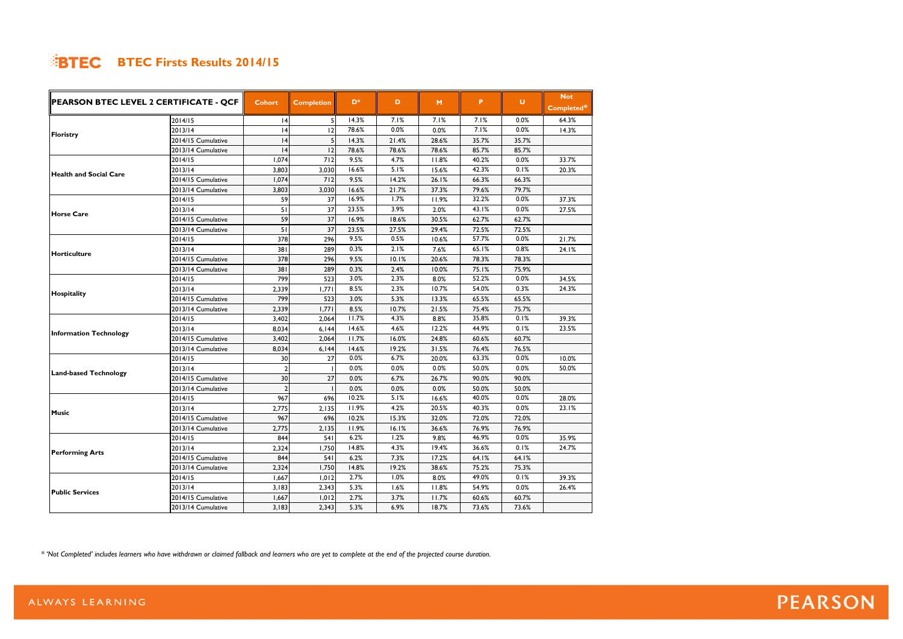# BTEC Firsts Results 2014/15

| PEARSON BTEC LEVEL 2 CERTIFICATE - QCF | | Cohort | Completion | D* | D | M | P | U | Not Completed* |
|---|---|---|---|---|---|---|---|---|---|
| Floristry | 2014/15 | 14 | 5 | 14.3% | 7.1% | 7.1% | 7.1% | 0.0% | 64.3% |
| | 2013/14 | 14 | 12 | 78.6% | 0.0% | 0.0% | 7.1% | 0.0% | 14.3% |
| | 2014/15 Cumulative | 14 | 5 | 14.3% | 21.4% | 28.6% | 35.7% | 35.7% | |
| | 2013/14 Cumulative | 14 | 12 | 78.6% | 78.6% | 78.6% | 85.7% | 85.7% | |
| Health and Social Care | 2014/15 | 1,074 | 712 | 9.5% | 4.7% | 11.8% | 40.2% | 0.0% | 33.7% |
| | 2013/14 | 3,803 | 3,030 | 16.6% | 5.1% | 15.6% | 42.3% | 0.1% | 20.3% |
| | 2014/15 Cumulative | 1,074 | 712 | 9.5% | 14.2% | 26.1% | 66.3% | 66.3% | |
| | 2013/14 Cumulative | 3,803 | 3,030 | 16.6% | 21.7% | 37.3% | 79.6% | 79.7% | |
| Horse Care | 2014/15 | 59 | 37 | 16.9% | 1.7% | 11.9% | 32.2% | 0.0% | 37.3% |
| | 2013/14 | 51 | 37 | 23.5% | 3.9% | 2.0% | 43.1% | 0.0% | 27.5% |
| | 2014/15 Cumulative | 59 | 37 | 16.9% | 18.6% | 30.5% | 62.7% | 62.7% | |
| | 2013/14 Cumulative | 51 | 37 | 23.5% | 27.5% | 29.4% | 72.5% | 72.5% | |
| Horticulture | 2014/15 | 378 | 296 | 9.5% | 0.5% | 10.6% | 57.7% | 0.0% | 21.7% |
| | 2013/14 | 381 | 289 | 0.3% | 2.1% | 7.6% | 65.1% | 0.8% | 24.1% |
| | 2014/15 Cumulative | 378 | 296 | 9.5% | 10.1% | 20.6% | 78.3% | 78.3% | |
| | 2013/14 Cumulative | 381 | 289 | 0.3% | 2.4% | 10.0% | 75.1% | 75.9% | |
| Hospitality | 2014/15 | 799 | 523 | 3.0% | 2.3% | 8.0% | 52.2% | 0.0% | 34.5% |
| | 2013/14 | 2,339 | 1,771 | 8.5% | 2.3% | 10.7% | 54.0% | 0.3% | 24.3% |
| | 2014/15 Cumulative | 799 | 523 | 3.0% | 5.3% | 13.3% | 65.5% | 65.5% | |
| | 2013/14 Cumulative | 2,339 | 1,771 | 8.5% | 10.7% | 21.5% | 75.4% | 75.7% | |
| Information Technology | 2014/15 | 3,402 | 2,064 | 11.7% | 4.3% | 8.8% | 35.8% | 0.1% | 39.3% |
| | 2013/14 | 8,034 | 6,144 | 14.6% | 4.6% | 12.2% | 44.9% | 0.1% | 23.5% |
| | 2014/15 Cumulative | 3,402 | 2,064 | 11.7% | 16.0% | 24.8% | 60.6% | 60.7% | |
| | 2013/14 Cumulative | 8,034 | 6,144 | 14.6% | 19.2% | 31.5% | 76.4% | 76.5% | |
| Land-based Technology | 2014/15 | 30 | 27 | 0.0% | 6.7% | 20.0% | 63.3% | 0.0% | 10.0% |
| | 2013/14 | 2 | 1 | 0.0% | 0.0% | 0.0% | 50.0% | 0.0% | 50.0% |
| | 2014/15 Cumulative | 30 | 27 | 0.0% | 6.7% | 26.7% | 90.0% | 90.0% | |
| | 2013/14 Cumulative | 2 | 1 | 0.0% | 0.0% | 0.0% | 50.0% | 50.0% | |
| Music | 2014/15 | 967 | 696 | 10.2% | 5.1% | 16.6% | 40.0% | 0.0% | 28.0% |
| | 2013/14 | 2,775 | 2,135 | 11.9% | 4.2% | 20.5% | 40.3% | 0.0% | 23.1% |
| | 2014/15 Cumulative | 967 | 696 | 10.2% | 15.3% | 32.0% | 72.0% | 72.0% | |
| | 2013/14 Cumulative | 2,775 | 2,135 | 11.9% | 16.1% | 36.6% | 76.9% | 76.9% | |
| Performing Arts | 2014/15 | 844 | 541 | 6.2% | 1.2% | 9.8% | 46.9% | 0.0% | 35.9% |
| | 2013/14 | 2,324 | 1,750 | 14.8% | 4.3% | 19.4% | 36.6% | 0.1% | 24.7% |
| | 2014/15 Cumulative | 844 | 541 | 6.2% | 7.3% | 17.2% | 64.1% | 64.1% | |
| | 2013/14 Cumulative | 2,324 | 1,750 | 14.8% | 19.2% | 38.6% | 75.2% | 75.3% | |
| Public Services | 2014/15 | 1,667 | 1,012 | 2.7% | 1.0% | 8.0% | 49.0% | 0.1% | 39.3% |
| | 2013/14 | 3,183 | 2,343 | 5.3% | 1.6% | 11.8% | 54.9% | 0.0% | 26.4% |
| | 2014/15 Cumulative | 1,667 | 1,012 | 2.7% | 3.7% | 11.7% | 60.6% | 60.7% | |
| | 2013/14 Cumulative | 3,183 | 2,343 | 5.3% | 6.9% | 18.7% | 73.6% | 73.6% | |

*\* 'Not Completed' includes learners who have withdrawn or claimed fallback and learners who are yet to complete at the end of the projected course duration.*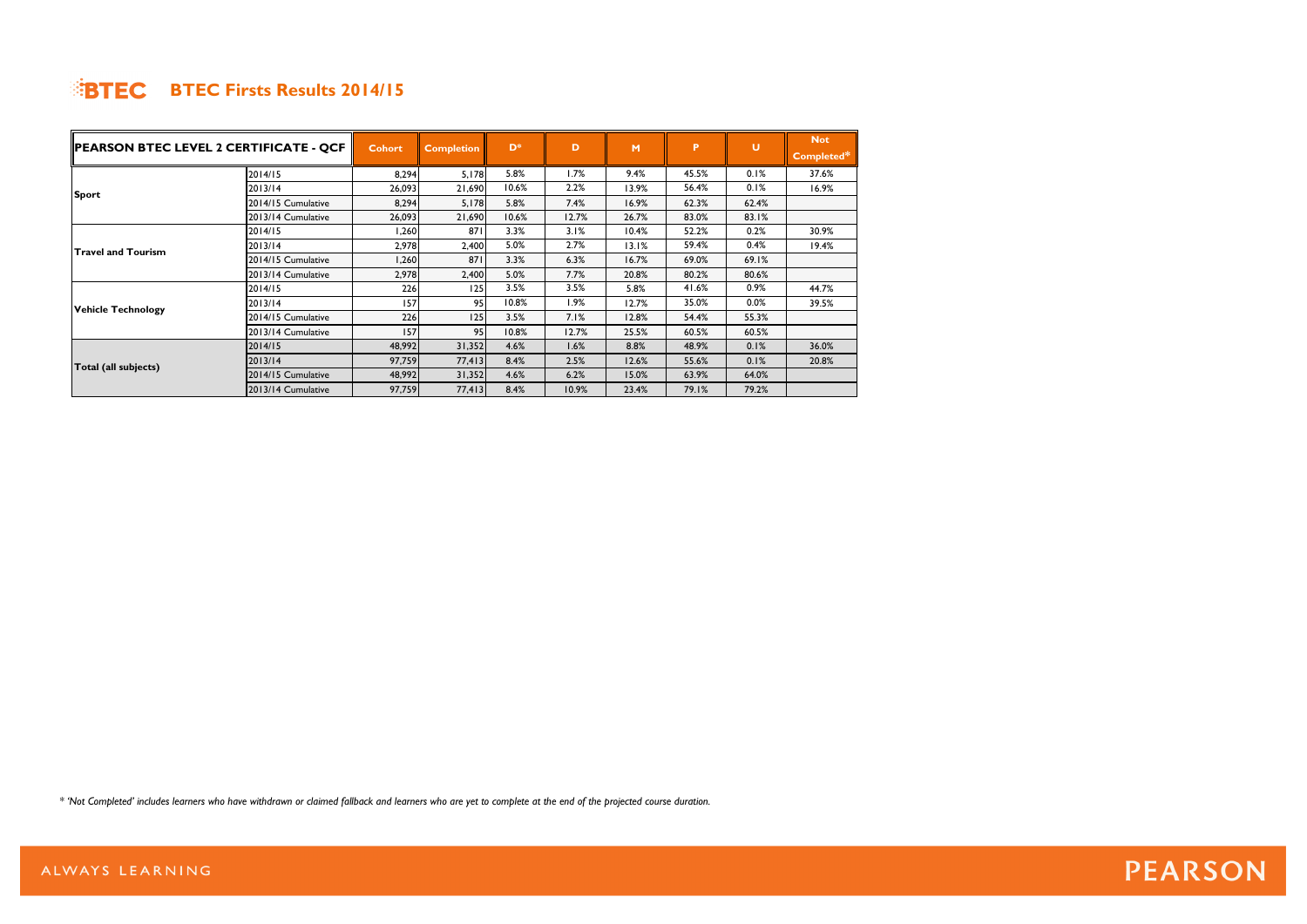# BTEC Firsts Results 2014/15

| PEARSON BTEC LEVEL 2 CERTIFICATE - QCF | | Cohort | Completion | D* | D | M | P | U | Not Completed* |
|---|---|---|---|---|---|---|---|---|---|
| Sport | 2014/15 | 8,294 | 5,178 | 5.8% | 1.7% | 9.4% | 45.5% | 0.1% | 37.6% |
| | 2013/14 | 26,093 | 21,690 | 10.6% | 2.2% | 13.9% | 56.4% | 0.1% | 16.9% |
| | 2014/15 Cumulative | 8,294 | 5,178 | 5.8% | 7.4% | 16.9% | 62.3% | 62.4% | |
| | 2013/14 Cumulative | 26,093 | 21,690 | 10.6% | 12.7% | 26.7% | 83.0% | 83.1% | |
| Travel and Tourism | 2014/15 | 1,260 | 871 | 3.3% | 3.1% | 10.4% | 52.2% | 0.2% | 30.9% |
| | 2013/14 | 2,978 | 2,400 | 5.0% | 2.7% | 13.1% | 59.4% | 0.4% | 19.4% |
| | 2014/15 Cumulative | 1,260 | 871 | 3.3% | 6.3% | 16.7% | 69.0% | 69.1% | |
| | 2013/14 Cumulative | 2,978 | 2,400 | 5.0% | 7.7% | 20.8% | 80.2% | 80.6% | |
| Vehicle Technology | 2014/15 | 226 | 125 | 3.5% | 3.5% | 5.8% | 41.6% | 0.9% | 44.7% |
| | 2013/14 | 157 | 95 | 10.8% | 1.9% | 12.7% | 35.0% | 0.0% | 39.5% |
| | 2014/15 Cumulative | 226 | 125 | 3.5% | 7.1% | 12.8% | 54.4% | 55.3% | |
| | 2013/14 Cumulative | 157 | 95 | 10.8% | 12.7% | 25.5% | 60.5% | 60.5% | |
| Total (all subjects) | 2014/15 | 48,992 | 31,352 | 4.6% | 1.6% | 8.8% | 48.9% | 0.1% | 36.0% |
| | 2013/14 | 97,759 | 77,413 | 8.4% | 2.5% | 12.6% | 55.6% | 0.1% | 20.8% |
| | 2014/15 Cumulative | 48,992 | 31,352 | 4.6% | 6.2% | 15.0% | 63.9% | 64.0% | |
| | 2013/14 Cumulative | 97,759 | 77,413 | 8.4% | 10.9% | 23.4% | 79.1% | 79.2% | |

*\* 'Not Completed' includes learners who have withdrawn or claimed fallback and learners who are yet to complete at the end of the projected course duration.*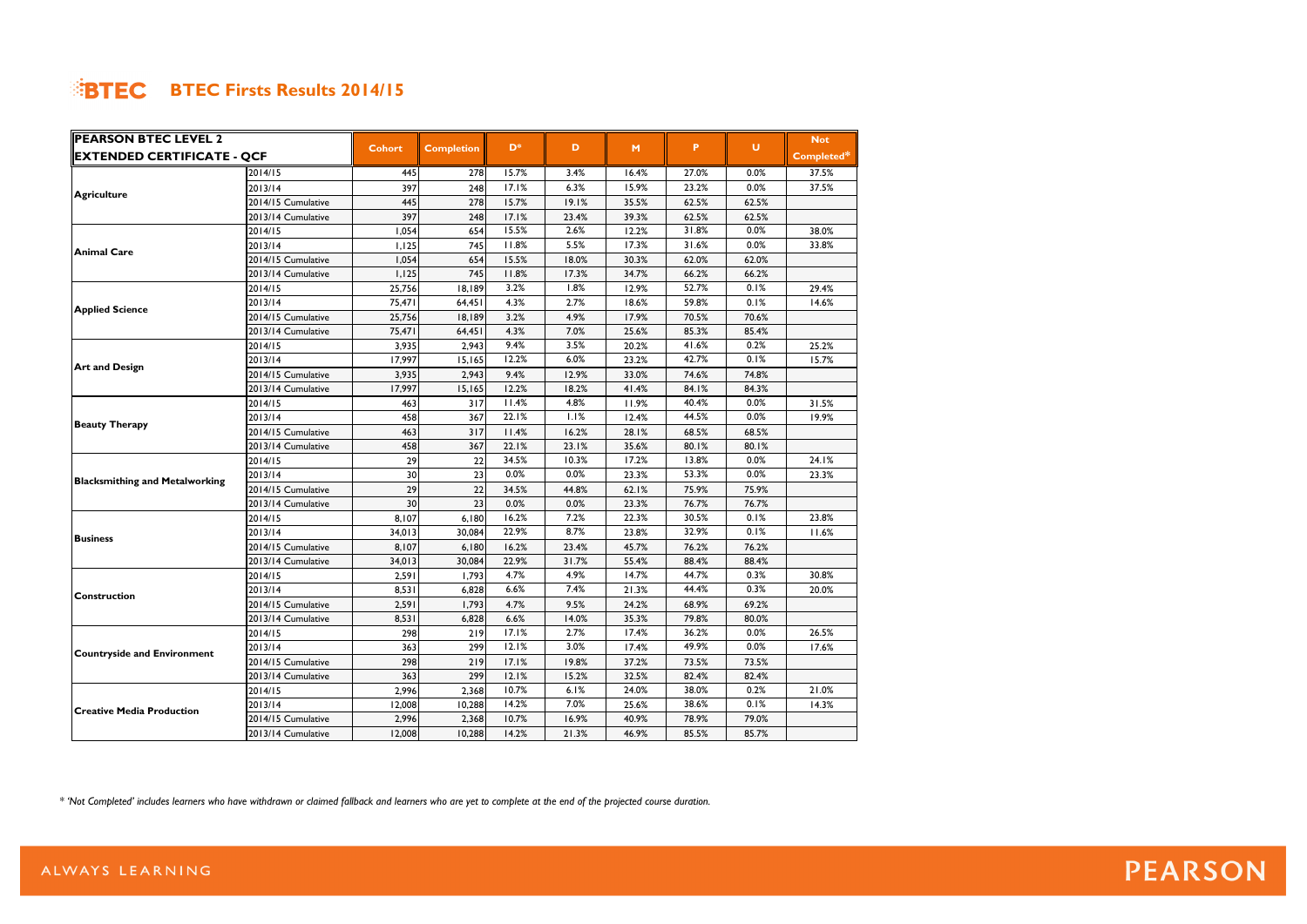# BTEC Firsts Results 2014/15

| PEARSON BTEC LEVEL 2 EXTENDED CERTIFICATE - QCF | | Cohort | Completion | D* | D | M | P | U | Not Completed* |
|---|---|---|---|---|---|---|---|---|---|
| Agriculture | 2014/15 | 445 | 278 | 15.7% | 3.4% | 16.4% | 27.0% | 0.0% | 37.5% |
| | 2013/14 | 397 | 248 | 17.1% | 6.3% | 15.9% | 23.2% | 0.0% | 37.5% |
| | 2014/15 Cumulative | 445 | 278 | 15.7% | 19.1% | 35.5% | 62.5% | 62.5% | |
| | 2013/14 Cumulative | 397 | 248 | 17.1% | 23.4% | 39.3% | 62.5% | 62.5% | |
| Animal Care | 2014/15 | 1,054 | 654 | 15.5% | 2.6% | 12.2% | 31.8% | 0.0% | 38.0% |
| | 2013/14 | 1,125 | 745 | 11.8% | 5.5% | 17.3% | 31.6% | 0.0% | 33.8% |
| | 2014/15 Cumulative | 1,054 | 654 | 15.5% | 18.0% | 30.3% | 62.0% | 62.0% | |
| | 2013/14 Cumulative | 1,125 | 745 | 11.8% | 17.3% | 34.7% | 66.2% | 66.2% | |
| Applied Science | 2014/15 | 25,756 | 18,189 | 3.2% | 1.8% | 12.9% | 52.7% | 0.1% | 29.4% |
| | 2013/14 | 75,471 | 64,451 | 4.3% | 2.7% | 18.6% | 59.8% | 0.1% | 14.6% |
| | 2014/15 Cumulative | 25,756 | 18,189 | 3.2% | 4.9% | 17.9% | 70.5% | 70.6% | |
| | 2013/14 Cumulative | 75,471 | 64,451 | 4.3% | 7.0% | 25.6% | 85.3% | 85.4% | |
| Art and Design | 2014/15 | 3,935 | 2,943 | 9.4% | 3.5% | 20.2% | 41.6% | 0.2% | 25.2% |
| | 2013/14 | 17,997 | 15,165 | 12.2% | 6.0% | 23.2% | 42.7% | 0.1% | 15.7% |
| | 2014/15 Cumulative | 3,935 | 2,943 | 9.4% | 12.9% | 33.0% | 74.6% | 74.8% | |
| | 2013/14 Cumulative | 17,997 | 15,165 | 12.2% | 18.2% | 41.4% | 84.1% | 84.3% | |
| Beauty Therapy | 2014/15 | 463 | 317 | 11.4% | 4.8% | 11.9% | 40.4% | 0.0% | 31.5% |
| | 2013/14 | 458 | 367 | 22.1% | 1.1% | 12.4% | 44.5% | 0.0% | 19.9% |
| | 2014/15 Cumulative | 463 | 317 | 11.4% | 16.2% | 28.1% | 68.5% | 68.5% | |
| | 2013/14 Cumulative | 458 | 367 | 22.1% | 23.1% | 35.6% | 80.1% | 80.1% | |
| Blacksmithing and Metalworking | 2014/15 | 29 | 22 | 34.5% | 10.3% | 17.2% | 13.8% | 0.0% | 24.1% |
| | 2013/14 | 30 | 23 | 0.0% | 0.0% | 23.3% | 53.3% | 0.0% | 23.3% |
| | 2014/15 Cumulative | 29 | 22 | 34.5% | 44.8% | 62.1% | 75.9% | 75.9% | |
| | 2013/14 Cumulative | 30 | 23 | 0.0% | 0.0% | 23.3% | 76.7% | 76.7% | |
| Business | 2014/15 | 8,107 | 6,180 | 16.2% | 7.2% | 22.3% | 30.5% | 0.1% | 23.8% |
| | 2013/14 | 34,013 | 30,084 | 22.9% | 8.7% | 23.8% | 32.9% | 0.1% | 11.6% |
| | 2014/15 Cumulative | 8,107 | 6,180 | 16.2% | 23.4% | 45.7% | 76.2% | 76.2% | |
| | 2013/14 Cumulative | 34,013 | 30,084 | 22.9% | 31.7% | 55.4% | 88.4% | 88.4% | |
| Construction | 2014/15 | 2,591 | 1,793 | 4.7% | 4.9% | 14.7% | 44.7% | 0.3% | 30.8% |
| | 2013/14 | 8,531 | 6,828 | 6.6% | 7.4% | 21.3% | 44.4% | 0.3% | 20.0% |
| | 2014/15 Cumulative | 2,591 | 1,793 | 4.7% | 9.5% | 24.2% | 68.9% | 69.2% | |
| | 2013/14 Cumulative | 8,531 | 6,828 | 6.6% | 14.0% | 35.3% | 79.8% | 80.0% | |
| Countryside and Environment | 2014/15 | 298 | 219 | 17.1% | 2.7% | 17.4% | 36.2% | 0.0% | 26.5% |
| | 2013/14 | 363 | 299 | 12.1% | 3.0% | 17.4% | 49.9% | 0.0% | 17.6% |
| | 2014/15 Cumulative | 298 | 219 | 17.1% | 19.8% | 37.2% | 73.5% | 73.5% | |
| | 2013/14 Cumulative | 363 | 299 | 12.1% | 15.2% | 32.5% | 82.4% | 82.4% | |
| Creative Media Production | 2014/15 | 2,996 | 2,368 | 10.7% | 6.1% | 24.0% | 38.0% | 0.2% | 21.0% |
| | 2013/14 | 12,008 | 10,288 | 14.2% | 7.0% | 25.6% | 38.6% | 0.1% | 14.3% |
| | 2014/15 Cumulative | 2,996 | 2,368 | 10.7% | 16.9% | 40.9% | 78.9% | 79.0% | |
| | 2013/14 Cumulative | 12,008 | 10,288 | 14.2% | 21.3% | 46.9% | 85.5% | 85.7% | |

*\* 'Not Completed' includes learners who have withdrawn or claimed fallback and learners who are yet to complete at the end of the projected course duration.*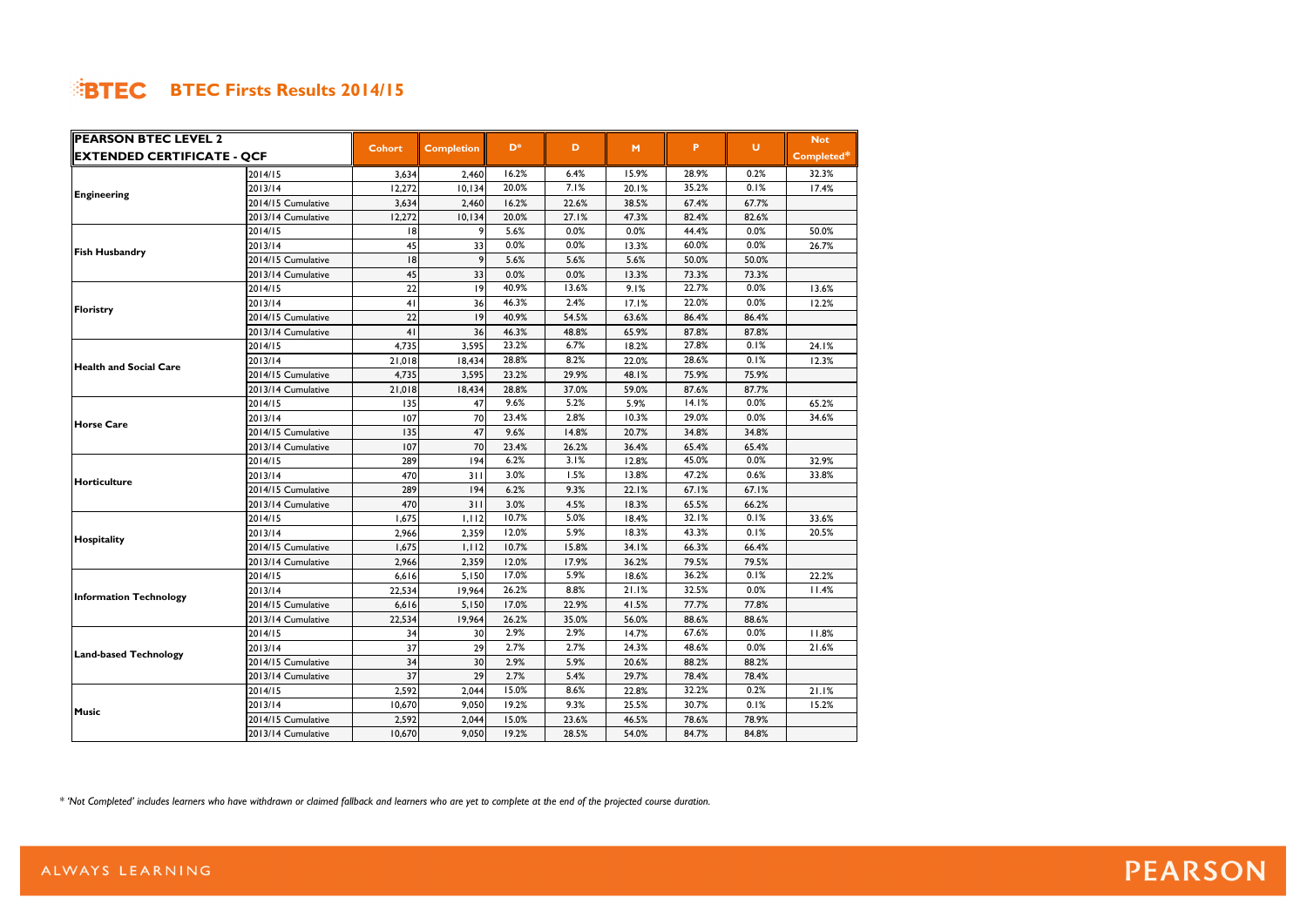# BTEC Firsts Results 2014/15

| PEARSON BTEC LEVEL 2 EXTENDED CERTIFICATE - QCF | | Cohort | Completion | D* | D | M | P | U | Not Completed* |
|---|---|---|---|---|---|---|---|---|---|
| Engineering | 2014/15 | 3,634 | 2,460 | 16.2% | 6.4% | 15.9% | 28.9% | 0.2% | 32.3% |
| | 2013/14 | 12,272 | 10,134 | 20.0% | 7.1% | 20.1% | 35.2% | 0.1% | 17.4% |
| | 2014/15 Cumulative | 3,634 | 2,460 | 16.2% | 22.6% | 38.5% | 67.4% | 67.7% | |
| | 2013/14 Cumulative | 12,272 | 10,134 | 20.0% | 27.1% | 47.3% | 82.4% | 82.6% | |
| Fish Husbandry | 2014/15 | 18 | 9 | 5.6% | 0.0% | 0.0% | 44.4% | 0.0% | 50.0% |
| | 2013/14 | 45 | 33 | 0.0% | 0.0% | 13.3% | 60.0% | 0.0% | 26.7% |
| | 2014/15 Cumulative | 18 | 9 | 5.6% | 5.6% | 5.6% | 50.0% | 50.0% | |
| | 2013/14 Cumulative | 45 | 33 | 0.0% | 0.0% | 13.3% | 73.3% | 73.3% | |
| Floristry | 2014/15 | 22 | 19 | 40.9% | 13.6% | 9.1% | 22.7% | 0.0% | 13.6% |
| | 2013/14 | 41 | 36 | 46.3% | 2.4% | 17.1% | 22.0% | 0.0% | 12.2% |
| | 2014/15 Cumulative | 22 | 19 | 40.9% | 54.5% | 63.6% | 86.4% | 86.4% | |
| | 2013/14 Cumulative | 41 | 36 | 46.3% | 48.8% | 65.9% | 87.8% | 87.8% | |
| Health and Social Care | 2014/15 | 4,735 | 3,595 | 23.2% | 6.7% | 18.2% | 27.8% | 0.1% | 24.1% |
| | 2013/14 | 21,018 | 18,434 | 28.8% | 8.2% | 22.0% | 28.6% | 0.1% | 12.3% |
| | 2014/15 Cumulative | 4,735 | 3,595 | 23.2% | 29.9% | 48.1% | 75.9% | 75.9% | |
| | 2013/14 Cumulative | 21,018 | 18,434 | 28.8% | 37.0% | 59.0% | 87.6% | 87.7% | |
| Horse Care | 2014/15 | 135 | 47 | 9.6% | 5.2% | 5.9% | 14.1% | 0.0% | 65.2% |
| | 2013/14 | 107 | 70 | 23.4% | 2.8% | 10.3% | 29.0% | 0.0% | 34.6% |
| | 2014/15 Cumulative | 135 | 47 | 9.6% | 14.8% | 20.7% | 34.8% | 34.8% | |
| | 2013/14 Cumulative | 107 | 70 | 23.4% | 26.2% | 36.4% | 65.4% | 65.4% | |
| Horticulture | 2014/15 | 289 | 194 | 6.2% | 3.1% | 12.8% | 45.0% | 0.0% | 32.9% |
| | 2013/14 | 470 | 311 | 3.0% | 1.5% | 13.8% | 47.2% | 0.6% | 33.8% |
| | 2014/15 Cumulative | 289 | 194 | 6.2% | 9.3% | 22.1% | 67.1% | 67.1% | |
| | 2013/14 Cumulative | 470 | 311 | 3.0% | 4.5% | 18.3% | 65.5% | 66.2% | |
| Hospitality | 2014/15 | 1,675 | 1,112 | 10.7% | 5.0% | 18.4% | 32.1% | 0.1% | 33.6% |
| | 2013/14 | 2,966 | 2,359 | 12.0% | 5.9% | 18.3% | 43.3% | 0.1% | 20.5% |
| | 2014/15 Cumulative | 1,675 | 1,112 | 10.7% | 15.8% | 34.1% | 66.3% | 66.4% | |
| | 2013/14 Cumulative | 2,966 | 2,359 | 12.0% | 17.9% | 36.2% | 79.5% | 79.5% | |
| Information Technology | 2014/15 | 6,616 | 5,150 | 17.0% | 5.9% | 18.6% | 36.2% | 0.1% | 22.2% |
| | 2013/14 | 22,534 | 19,964 | 26.2% | 8.8% | 21.1% | 32.5% | 0.0% | 11.4% |
| | 2014/15 Cumulative | 6,616 | 5,150 | 17.0% | 22.9% | 41.5% | 77.7% | 77.8% | |
| | 2013/14 Cumulative | 22,534 | 19,964 | 26.2% | 35.0% | 56.0% | 88.6% | 88.6% | |
| Land-based Technology | 2014/15 | 34 | 30 | 2.9% | 2.9% | 14.7% | 67.6% | 0.0% | 11.8% |
| | 2013/14 | 37 | 29 | 2.7% | 2.7% | 24.3% | 48.6% | 0.0% | 21.6% |
| | 2014/15 Cumulative | 34 | 30 | 2.9% | 5.9% | 20.6% | 88.2% | 88.2% | |
| | 2013/14 Cumulative | 37 | 29 | 2.7% | 5.4% | 29.7% | 78.4% | 78.4% | |
| Music | 2014/15 | 2,592 | 2,044 | 15.0% | 8.6% | 22.8% | 32.2% | 0.2% | 21.1% |
| | 2013/14 | 10,670 | 9,050 | 19.2% | 9.3% | 25.5% | 30.7% | 0.1% | 15.2% |
| | 2014/15 Cumulative | 2,592 | 2,044 | 15.0% | 23.6% | 46.5% | 78.6% | 78.9% | |
| | 2013/14 Cumulative | 10,670 | 9,050 | 19.2% | 28.5% | 54.0% | 84.7% | 84.8% | |

*\* 'Not Completed' includes learners who have withdrawn or claimed fallback and learners who are yet to complete at the end of the projected course duration.*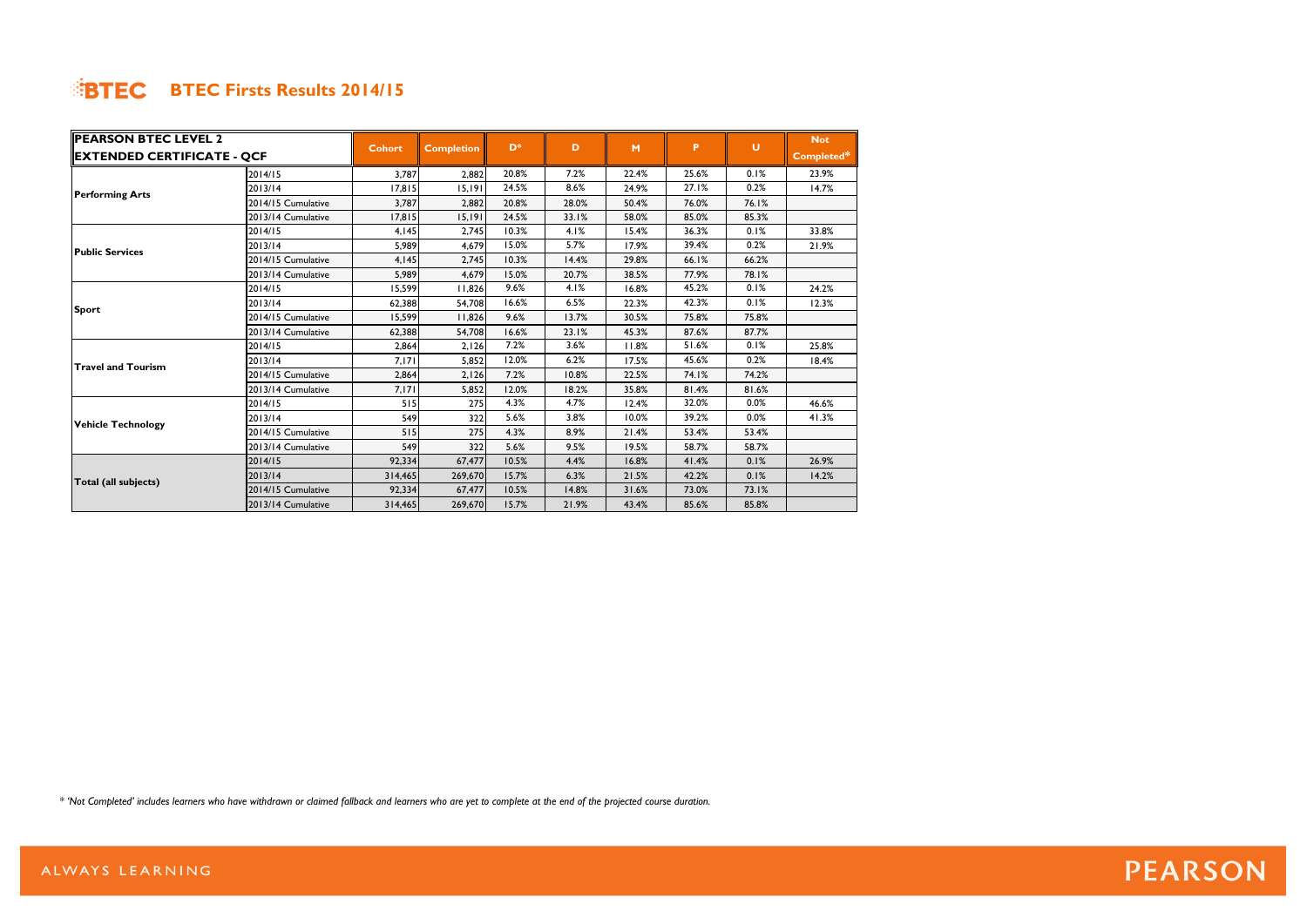# BTEC Firsts Results 2014/15

| PEARSON BTEC LEVEL 2 EXTENDED CERTIFICATE - QCF | | Cohort | Completion | D* | D | M | P | U | Not Completed* |
|---|---|---|---|---|---|---|---|---|---|
| **Performing Arts** | 2014/15 | 3,787 | 2,882 | 20.8% | 7.2% | 22.4% | 25.6% | 0.1% | 23.9% |
| | 2013/14 | 17,815 | 15,191 | 24.5% | 8.6% | 24.9% | 27.1% | 0.2% | 14.7% |
| | 2014/15 Cumulative | 3,787 | 2,882 | 20.8% | 28.0% | 50.4% | 76.0% | 76.1% | |
| | 2013/14 Cumulative | 17,815 | 15,191 | 24.5% | 33.1% | 58.0% | 85.0% | 85.3% | |
| **Public Services** | 2014/15 | 4,145 | 2,745 | 10.3% | 4.1% | 15.4% | 36.3% | 0.1% | 33.8% |
| | 2013/14 | 5,989 | 4,679 | 15.0% | 5.7% | 17.9% | 39.4% | 0.2% | 21.9% |
| | 2014/15 Cumulative | 4,145 | 2,745 | 10.3% | 14.4% | 29.8% | 66.1% | 66.2% | |
| | 2013/14 Cumulative | 5,989 | 4,679 | 15.0% | 20.7% | 38.5% | 77.9% | 78.1% | |
| **Sport** | 2014/15 | 15,599 | 11,826 | 9.6% | 4.1% | 16.8% | 45.2% | 0.1% | 24.2% |
| | 2013/14 | 62,388 | 54,708 | 16.6% | 6.5% | 22.3% | 42.3% | 0.1% | 12.3% |
| | 2014/15 Cumulative | 15,599 | 11,826 | 9.6% | 13.7% | 30.5% | 75.8% | 75.8% | |
| | 2013/14 Cumulative | 62,388 | 54,708 | 16.6% | 23.1% | 45.3% | 87.6% | 87.7% | |
| **Travel and Tourism** | 2014/15 | 2,864 | 2,126 | 7.2% | 3.6% | 11.8% | 51.6% | 0.1% | 25.8% |
| | 2013/14 | 7,171 | 5,852 | 12.0% | 6.2% | 17.5% | 45.6% | 0.2% | 18.4% |
| | 2014/15 Cumulative | 2,864 | 2,126 | 7.2% | 10.8% | 22.5% | 74.1% | 74.2% | |
| | 2013/14 Cumulative | 7,171 | 5,852 | 12.0% | 18.2% | 35.8% | 81.4% | 81.6% | |
| **Vehicle Technology** | 2014/15 | 515 | 275 | 4.3% | 4.7% | 12.4% | 32.0% | 0.0% | 46.6% |
| | 2013/14 | 549 | 322 | 5.6% | 3.8% | 10.0% | 39.2% | 0.0% | 41.3% |
| | 2014/15 Cumulative | 515 | 275 | 4.3% | 8.9% | 21.4% | 53.4% | 53.4% | |
| | 2013/14 Cumulative | 549 | 322 | 5.6% | 9.5% | 19.5% | 58.7% | 58.7% | |
| **Total (all subjects)** | 2014/15 | 92,334 | 67,477 | 10.5% | 4.4% | 16.8% | 41.4% | 0.1% | 26.9% |
| | 2013/14 | 314,465 | 269,670 | 15.7% | 6.3% | 21.5% | 42.2% | 0.1% | 14.2% |
| | 2014/15 Cumulative | 92,334 | 67,477 | 10.5% | 14.8% | 31.6% | 73.0% | 73.1% | |
| | 2013/14 Cumulative | 314,465 | 269,670 | 15.7% | 21.9% | 43.4% | 85.6% | 85.8% | |

*\* 'Not Completed' includes learners who have withdrawn or claimed fallback and learners who are yet to complete at the end of the projected course duration.*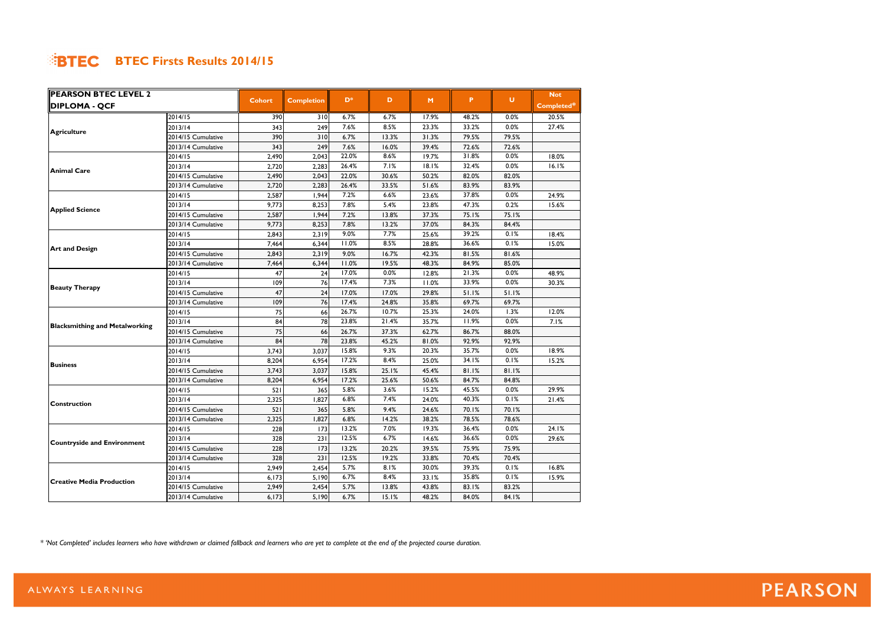# BTEC Firsts Results 2014/15

| PEARSON BTEC LEVEL 2 DIPLOMA - QCF | | Cohort | Completion | D* | D | M | P | U | Not Completed* |
|---|---|---|---|---|---|---|---|---|---|
| Agriculture | 2014/15 | 390 | 310 | 6.7% | 6.7% | 17.9% | 48.2% | 0.0% | 20.5% |
| | 2013/14 | 343 | 249 | 7.6% | 8.5% | 23.3% | 33.2% | 0.0% | 27.4% |
| | 2014/15 Cumulative | 390 | 310 | 6.7% | 13.3% | 31.3% | 79.5% | 79.5% | |
| | 2013/14 Cumulative | 343 | 249 | 7.6% | 16.0% | 39.4% | 72.6% | 72.6% | |
| Animal Care | 2014/15 | 2,490 | 2,043 | 22.0% | 8.6% | 19.7% | 31.8% | 0.0% | 18.0% |
| | 2013/14 | 2,720 | 2,283 | 26.4% | 7.1% | 18.1% | 32.4% | 0.0% | 16.1% |
| | 2014/15 Cumulative | 2,490 | 2,043 | 22.0% | 30.6% | 50.2% | 82.0% | 82.0% | |
| | 2013/14 Cumulative | 2,720 | 2,283 | 26.4% | 33.5% | 51.6% | 83.9% | 83.9% | |
| Applied Science | 2014/15 | 2,587 | 1,944 | 7.2% | 6.6% | 23.6% | 37.8% | 0.0% | 24.9% |
| | 2013/14 | 9,773 | 8,253 | 7.8% | 5.4% | 23.8% | 47.3% | 0.2% | 15.6% |
| | 2014/15 Cumulative | 2,587 | 1,944 | 7.2% | 13.8% | 37.3% | 75.1% | 75.1% | |
| | 2013/14 Cumulative | 9,773 | 8,253 | 7.8% | 13.2% | 37.0% | 84.3% | 84.4% | |
| Art and Design | 2014/15 | 2,843 | 2,319 | 9.0% | 7.7% | 25.6% | 39.2% | 0.1% | 18.4% |
| | 2013/14 | 7,464 | 6,344 | 11.0% | 8.5% | 28.8% | 36.6% | 0.1% | 15.0% |
| | 2014/15 Cumulative | 2,843 | 2,319 | 9.0% | 16.7% | 42.3% | 81.5% | 81.6% | |
| | 2013/14 Cumulative | 7,464 | 6,344 | 11.0% | 19.5% | 48.3% | 84.9% | 85.0% | |
| Beauty Therapy | 2014/15 | 47 | 24 | 17.0% | 0.0% | 12.8% | 21.3% | 0.0% | 48.9% |
| | 2013/14 | 109 | 76 | 17.4% | 7.3% | 11.0% | 33.9% | 0.0% | 30.3% |
| | 2014/15 Cumulative | 47 | 24 | 17.0% | 17.0% | 29.8% | 51.1% | 51.1% | |
| | 2013/14 Cumulative | 109 | 76 | 17.4% | 24.8% | 35.8% | 69.7% | 69.7% | |
| Blacksmithing and Metalworking | 2014/15 | 75 | 66 | 26.7% | 10.7% | 25.3% | 24.0% | 1.3% | 12.0% |
| | 2013/14 | 84 | 78 | 23.8% | 21.4% | 35.7% | 11.9% | 0.0% | 7.1% |
| | 2014/15 Cumulative | 75 | 66 | 26.7% | 37.3% | 62.7% | 86.7% | 88.0% | |
| | 2013/14 Cumulative | 84 | 78 | 23.8% | 45.2% | 81.0% | 92.9% | 92.9% | |
| Business | 2014/15 | 3,743 | 3,037 | 15.8% | 9.3% | 20.3% | 35.7% | 0.0% | 18.9% |
| | 2013/14 | 8,204 | 6,954 | 17.2% | 8.4% | 25.0% | 34.1% | 0.1% | 15.2% |
| | 2014/15 Cumulative | 3,743 | 3,037 | 15.8% | 25.1% | 45.4% | 81.1% | 81.1% | |
| | 2013/14 Cumulative | 8,204 | 6,954 | 17.2% | 25.6% | 50.6% | 84.7% | 84.8% | |
| Construction | 2014/15 | 521 | 365 | 5.8% | 3.6% | 15.2% | 45.5% | 0.0% | 29.9% |
| | 2013/14 | 2,325 | 1,827 | 6.8% | 7.4% | 24.0% | 40.3% | 0.1% | 21.4% |
| | 2014/15 Cumulative | 521 | 365 | 5.8% | 9.4% | 24.6% | 70.1% | 70.1% | |
| | 2013/14 Cumulative | 2,325 | 1,827 | 6.8% | 14.2% | 38.2% | 78.5% | 78.6% | |
| Countryside and Environment | 2014/15 | 228 | 173 | 13.2% | 7.0% | 19.3% | 36.4% | 0.0% | 24.1% |
| | 2013/14 | 328 | 231 | 12.5% | 6.7% | 14.6% | 36.6% | 0.0% | 29.6% |
| | 2014/15 Cumulative | 228 | 173 | 13.2% | 20.2% | 39.5% | 75.9% | 75.9% | |
| | 2013/14 Cumulative | 328 | 231 | 12.5% | 19.2% | 33.8% | 70.4% | 70.4% | |
| Creative Media Production | 2014/15 | 2,949 | 2,454 | 5.7% | 8.1% | 30.0% | 39.3% | 0.1% | 16.8% |
| | 2013/14 | 6,173 | 5,190 | 6.7% | 8.4% | 33.1% | 35.8% | 0.1% | 15.9% |
| | 2014/15 Cumulative | 2,949 | 2,454 | 5.7% | 13.8% | 43.8% | 83.1% | 83.2% | |
| | 2013/14 Cumulative | 6,173 | 5,190 | 6.7% | 15.1% | 48.2% | 84.0% | 84.1% | |

*\* 'Not Completed' includes learners who have withdrawn or claimed fallback and learners who are yet to complete at the end of the projected course duration.*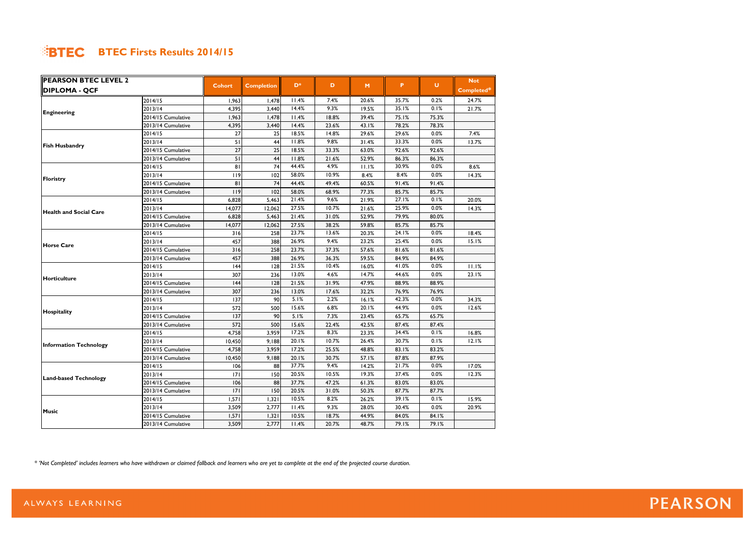# BTEC Firsts Results 2014/15

| PEARSON BTEC LEVEL 2 DIPLOMA - QCF | | Cohort | Completion | D* | D | M | P | U | Not Completed* |
|---|---|---|---|---|---|---|---|---|---|
| Engineering | 2014/15 | 1,963 | 1,478 | 11.4% | 7.4% | 20.6% | 35.7% | 0.2% | 24.7% |
| | 2013/14 | 4,395 | 3,440 | 14.4% | 9.3% | 19.5% | 35.1% | 0.1% | 21.7% |
| | 2014/15 Cumulative | 1,963 | 1,478 | 11.4% | 18.8% | 39.4% | 75.1% | 75.3% | |
| | 2013/14 Cumulative | 4,395 | 3,440 | 14.4% | 23.6% | 43.1% | 78.2% | 78.3% | |
| Fish Husbandry | 2014/15 | 27 | 25 | 18.5% | 14.8% | 29.6% | 29.6% | 0.0% | 7.4% |
| | 2013/14 | 51 | 44 | 11.8% | 9.8% | 31.4% | 33.3% | 0.0% | 13.7% |
| | 2014/15 Cumulative | 27 | 25 | 18.5% | 33.3% | 63.0% | 92.6% | 92.6% | |
| | 2013/14 Cumulative | 51 | 44 | 11.8% | 21.6% | 52.9% | 86.3% | 86.3% | |
| Floristry | 2014/15 | 81 | 74 | 44.4% | 4.9% | 11.1% | 30.9% | 0.0% | 8.6% |
| | 2013/14 | 119 | 102 | 58.0% | 10.9% | 8.4% | 8.4% | 0.0% | 14.3% |
| | 2014/15 Cumulative | 81 | 74 | 44.4% | 49.4% | 60.5% | 91.4% | 91.4% | |
| | 2013/14 Cumulative | 119 | 102 | 58.0% | 68.9% | 77.3% | 85.7% | 85.7% | |
| Health and Social Care | 2014/15 | 6,828 | 5,463 | 21.4% | 9.6% | 21.9% | 27.1% | 0.1% | 20.0% |
| | 2013/14 | 14,077 | 12,062 | 27.5% | 10.7% | 21.6% | 25.9% | 0.0% | 14.3% |
| | 2014/15 Cumulative | 6,828 | 5,463 | 21.4% | 31.0% | 52.9% | 79.9% | 80.0% | |
| | 2013/14 Cumulative | 14,077 | 12,062 | 27.5% | 38.2% | 59.8% | 85.7% | 85.7% | |
| Horse Care | 2014/15 | 316 | 258 | 23.7% | 13.6% | 20.3% | 24.1% | 0.0% | 18.4% |
| | 2013/14 | 457 | 388 | 26.9% | 9.4% | 23.2% | 25.4% | 0.0% | 15.1% |
| | 2014/15 Cumulative | 316 | 258 | 23.7% | 37.3% | 57.6% | 81.6% | 81.6% | |
| | 2013/14 Cumulative | 457 | 388 | 26.9% | 36.3% | 59.5% | 84.9% | 84.9% | |
| Horticulture | 2014/15 | 144 | 128 | 21.5% | 10.4% | 16.0% | 41.0% | 0.0% | 11.1% |
| | 2013/14 | 307 | 236 | 13.0% | 4.6% | 14.7% | 44.6% | 0.0% | 23.1% |
| | 2014/15 Cumulative | 144 | 128 | 21.5% | 31.9% | 47.9% | 88.9% | 88.9% | |
| | 2013/14 Cumulative | 307 | 236 | 13.0% | 17.6% | 32.2% | 76.9% | 76.9% | |
| Hospitality | 2014/15 | 137 | 90 | 5.1% | 2.2% | 16.1% | 42.3% | 0.0% | 34.3% |
| | 2013/14 | 572 | 500 | 15.6% | 6.8% | 20.1% | 44.9% | 0.0% | 12.6% |
| | 2014/15 Cumulative | 137 | 90 | 5.1% | 7.3% | 23.4% | 65.7% | 65.7% | |
| | 2013/14 Cumulative | 572 | 500 | 15.6% | 22.4% | 42.5% | 87.4% | 87.4% | |
| Information Technology | 2014/15 | 4,758 | 3,959 | 17.2% | 8.3% | 23.3% | 34.4% | 0.1% | 16.8% |
| | 2013/14 | 10,450 | 9,188 | 20.1% | 10.7% | 26.4% | 30.7% | 0.1% | 12.1% |
| | 2014/15 Cumulative | 4,758 | 3,959 | 17.2% | 25.5% | 48.8% | 83.1% | 83.2% | |
| | 2013/14 Cumulative | 10,450 | 9,188 | 20.1% | 30.7% | 57.1% | 87.8% | 87.9% | |
| Land-based Technology | 2014/15 | 106 | 88 | 37.7% | 9.4% | 14.2% | 21.7% | 0.0% | 17.0% |
| | 2013/14 | 171 | 150 | 20.5% | 10.5% | 19.3% | 37.4% | 0.0% | 12.3% |
| | 2014/15 Cumulative | 106 | 88 | 37.7% | 47.2% | 61.3% | 83.0% | 83.0% | |
| | 2013/14 Cumulative | 171 | 150 | 20.5% | 31.0% | 50.3% | 87.7% | 87.7% | |
| Music | 2014/15 | 1,571 | 1,321 | 10.5% | 8.2% | 26.2% | 39.1% | 0.1% | 15.9% |
| | 2013/14 | 3,509 | 2,777 | 11.4% | 9.3% | 28.0% | 30.4% | 0.0% | 20.9% |
| | 2014/15 Cumulative | 1,571 | 1,321 | 10.5% | 18.7% | 44.9% | 84.0% | 84.1% | |
| | 2013/14 Cumulative | 3,509 | 2,777 | 11.4% | 20.7% | 48.7% | 79.1% | 79.1% | |

*\* 'Not Completed' includes learners who have withdrawn or claimed fallback and learners who are yet to complete at the end of the projected course duration.*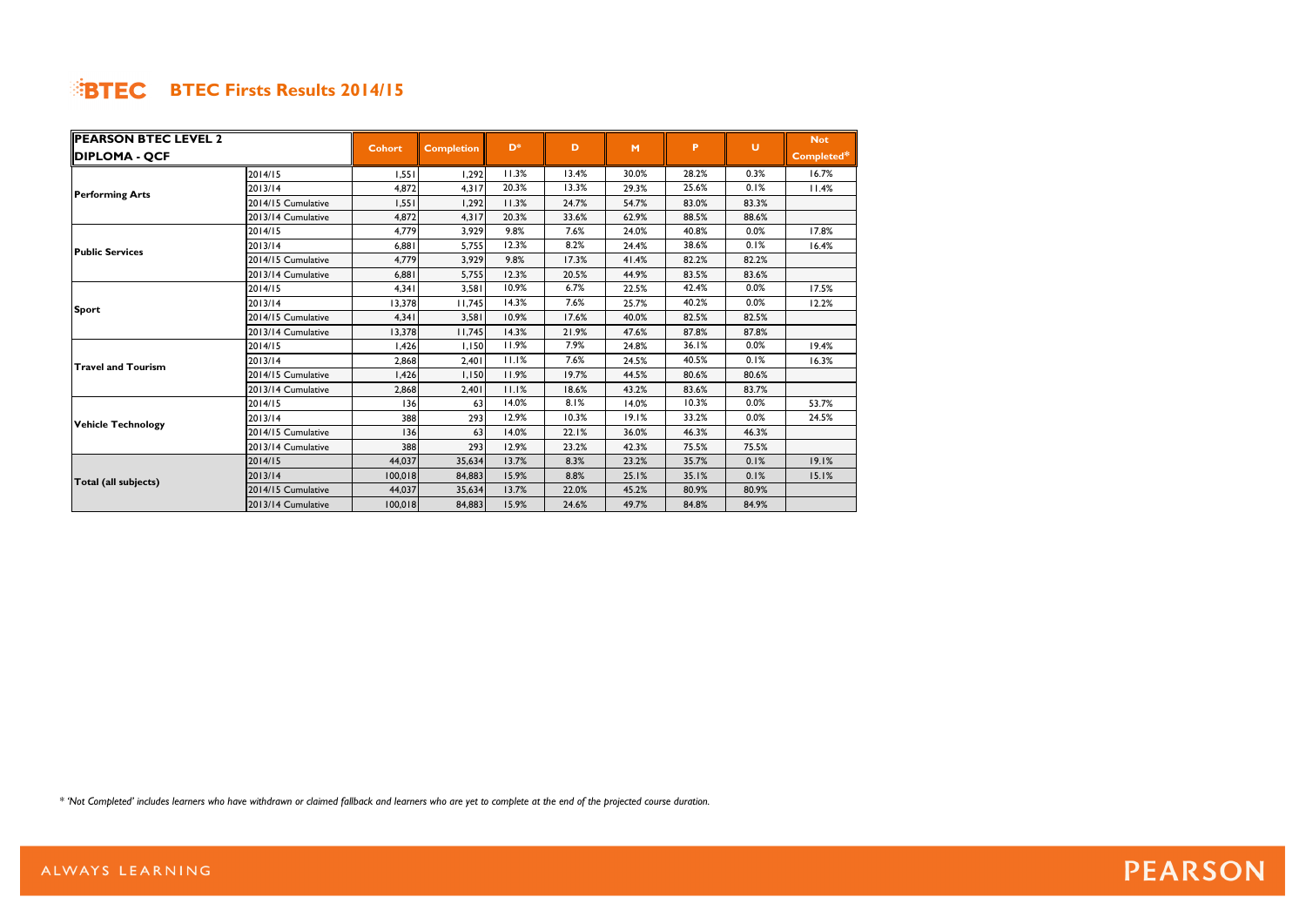# BTEC Firsts Results 2014/15

| PEARSON BTEC LEVEL 2 DIPLOMA - QCF | | Cohort | Completion | D* | D | M | P | U | Not Completed* |
|---|---|---|---|---|---|---|---|---|---|
| Performing Arts | 2014/15 | 1,551 | 1,292 | 11.3% | 13.4% | 30.0% | 28.2% | 0.3% | 16.7% |
| | 2013/14 | 4,872 | 4,317 | 20.3% | 13.3% | 29.3% | 25.6% | 0.1% | 11.4% |
| | 2014/15 Cumulative | 1,551 | 1,292 | 11.3% | 24.7% | 54.7% | 83.0% | 83.3% | |
| | 2013/14 Cumulative | 4,872 | 4,317 | 20.3% | 33.6% | 62.9% | 88.5% | 88.6% | |
| Public Services | 2014/15 | 4,779 | 3,929 | 9.8% | 7.6% | 24.0% | 40.8% | 0.0% | 17.8% |
| | 2013/14 | 6,881 | 5,755 | 12.3% | 8.2% | 24.4% | 38.6% | 0.1% | 16.4% |
| | 2014/15 Cumulative | 4,779 | 3,929 | 9.8% | 17.3% | 41.4% | 82.2% | 82.2% | |
| | 2013/14 Cumulative | 6,881 | 5,755 | 12.3% | 20.5% | 44.9% | 83.5% | 83.6% | |
| Sport | 2014/15 | 4,341 | 3,581 | 10.9% | 6.7% | 22.5% | 42.4% | 0.0% | 17.5% |
| | 2013/14 | 13,378 | 11,745 | 14.3% | 7.6% | 25.7% | 40.2% | 0.0% | 12.2% |
| | 2014/15 Cumulative | 4,341 | 3,581 | 10.9% | 17.6% | 40.0% | 82.5% | 82.5% | |
| | 2013/14 Cumulative | 13,378 | 11,745 | 14.3% | 21.9% | 47.6% | 87.8% | 87.8% | |
| Travel and Tourism | 2014/15 | 1,426 | 1,150 | 11.9% | 7.9% | 24.8% | 36.1% | 0.0% | 19.4% |
| | 2013/14 | 2,868 | 2,401 | 11.1% | 7.6% | 24.5% | 40.5% | 0.1% | 16.3% |
| | 2014/15 Cumulative | 1,426 | 1,150 | 11.9% | 19.7% | 44.5% | 80.6% | 80.6% | |
| | 2013/14 Cumulative | 2,868 | 2,401 | 11.1% | 18.6% | 43.2% | 83.6% | 83.7% | |
| Vehicle Technology | 2014/15 | 136 | 63 | 14.0% | 8.1% | 14.0% | 10.3% | 0.0% | 53.7% |
| | 2013/14 | 388 | 293 | 12.9% | 10.3% | 19.1% | 33.2% | 0.0% | 24.5% |
| | 2014/15 Cumulative | 136 | 63 | 14.0% | 22.1% | 36.0% | 46.3% | 46.3% | |
| | 2013/14 Cumulative | 388 | 293 | 12.9% | 23.2% | 42.3% | 75.5% | 75.5% | |
| Total (all subjects) | 2014/15 | 44,037 | 35,634 | 13.7% | 8.3% | 23.2% | 35.7% | 0.1% | 19.1% |
| | 2013/14 | 100,018 | 84,883 | 15.9% | 8.8% | 25.1% | 35.1% | 0.1% | 15.1% |
| | 2014/15 Cumulative | 44,037 | 35,634 | 13.7% | 22.0% | 45.2% | 80.9% | 80.9% | |
| | 2013/14 Cumulative | 100,018 | 84,883 | 15.9% | 24.6% | 49.7% | 84.8% | 84.9% | |

*\* 'Not Completed' includes learners who have withdrawn or claimed fallback and learners who are yet to complete at the end of the projected course duration.*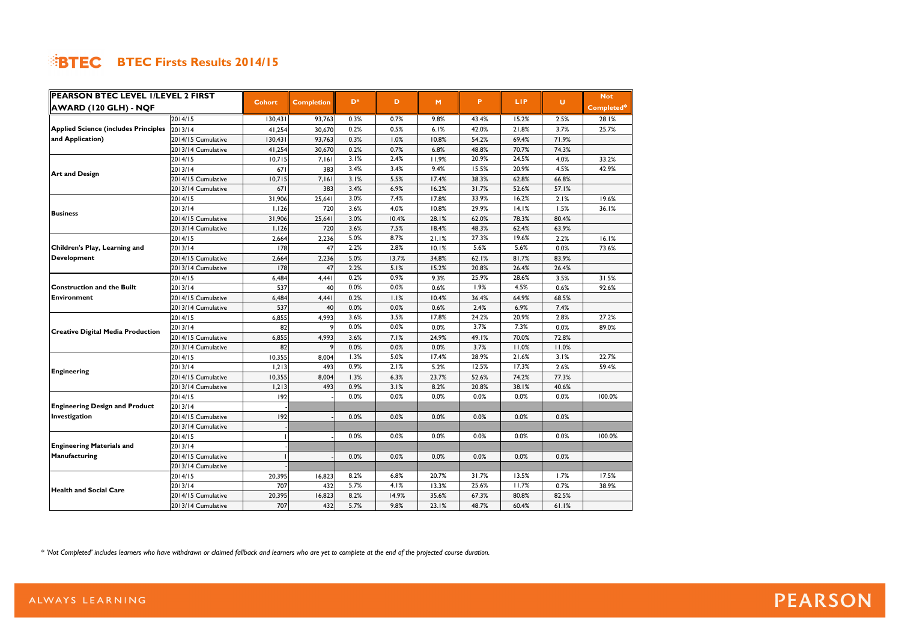# BTEC Firsts Results 2014/15

| PEARSON BTEC LEVEL 1/LEVEL 2 FIRST AWARD (120 GLH) - NQF | | Cohort | Completion | D* | D | M | P | L1P | U | Not Completed* |
|---|---|---|---|---|---|---|---|---|---|---|
| Applied Science (includes Principles and Application) | 2014/15 | 130,431 | 93,763 | 0.3% | 0.7% | 9.8% | 43.4% | 15.2% | 2.5% | 28.1% |
| | 2013/14 | 41,254 | 30,670 | 0.2% | 0.5% | 6.1% | 42.0% | 21.8% | 3.7% | 25.7% |
| | 2014/15 Cumulative | 130,431 | 93,763 | 0.3% | 1.0% | 10.8% | 54.2% | 69.4% | 71.9% | |
| | 2013/14 Cumulative | 41,254 | 30,670 | 0.2% | 0.7% | 6.8% | 48.8% | 70.7% | 74.3% | |
| Art and Design | 2014/15 | 10,715 | 7,161 | 3.1% | 2.4% | 11.9% | 20.9% | 24.5% | 4.0% | 33.2% |
| | 2013/14 | 671 | 383 | 3.4% | 3.4% | 9.4% | 15.5% | 20.9% | 4.5% | 42.9% |
| | 2014/15 Cumulative | 10,715 | 7,161 | 3.1% | 5.5% | 17.4% | 38.3% | 62.8% | 66.8% | |
| | 2013/14 Cumulative | 671 | 383 | 3.4% | 6.9% | 16.2% | 31.7% | 52.6% | 57.1% | |
| Business | 2014/15 | 31,906 | 25,641 | 3.0% | 7.4% | 17.8% | 33.9% | 16.2% | 2.1% | 19.6% |
| | 2013/14 | 1,126 | 720 | 3.6% | 4.0% | 10.8% | 29.9% | 14.1% | 1.5% | 36.1% |
| | 2014/15 Cumulative | 31,906 | 25,641 | 3.0% | 10.4% | 28.1% | 62.0% | 78.3% | 80.4% | |
| | 2013/14 Cumulative | 1,126 | 720 | 3.6% | 7.5% | 18.4% | 48.3% | 62.4% | 63.9% | |
| Children's Play, Learning and Development | 2014/15 | 2,664 | 2,236 | 5.0% | 8.7% | 21.1% | 27.3% | 19.6% | 2.2% | 16.1% |
| | 2013/14 | 178 | 47 | 2.2% | 2.8% | 10.1% | 5.6% | 5.6% | 0.0% | 73.6% |
| | 2014/15 Cumulative | 2,664 | 2,236 | 5.0% | 13.7% | 34.8% | 62.1% | 81.7% | 83.9% | |
| | 2013/14 Cumulative | 178 | 47 | 2.2% | 5.1% | 15.2% | 20.8% | 26.4% | 26.4% | |
| Construction and the Built Environment | 2014/15 | 6,484 | 4,441 | 0.2% | 0.9% | 9.3% | 25.9% | 28.6% | 3.5% | 31.5% |
| | 2013/14 | 537 | 40 | 0.0% | 0.0% | 0.6% | 1.9% | 4.5% | 0.6% | 92.6% |
| | 2014/15 Cumulative | 6,484 | 4,441 | 0.2% | 1.1% | 10.4% | 36.4% | 64.9% | 68.5% | |
| | 2013/14 Cumulative | 537 | 40 | 0.0% | 0.0% | 0.6% | 2.4% | 6.9% | 7.4% | |
| Creative Digital Media Production | 2014/15 | 6,855 | 4,993 | 3.6% | 3.5% | 17.8% | 24.2% | 20.9% | 2.8% | 27.2% |
| | 2013/14 | 82 | 9 | 0.0% | 0.0% | 0.0% | 3.7% | 7.3% | 0.0% | 89.0% |
| | 2014/15 Cumulative | 6,855 | 4,993 | 3.6% | 7.1% | 24.9% | 49.1% | 70.0% | 72.8% | |
| | 2013/14 Cumulative | 82 | 9 | 0.0% | 0.0% | 0.0% | 3.7% | 11.0% | 11.0% | |
| Engineering | 2014/15 | 10,355 | 8,004 | 1.3% | 5.0% | 17.4% | 28.9% | 21.6% | 3.1% | 22.7% |
| | 2013/14 | 1,213 | 493 | 0.9% | 2.1% | 5.2% | 12.5% | 17.3% | 2.6% | 59.4% |
| | 2014/15 Cumulative | 10,355 | 8,004 | 1.3% | 6.3% | 23.7% | 52.6% | 74.2% | 77.3% | |
| | 2013/14 Cumulative | 1,213 | 493 | 0.9% | 3.1% | 8.2% | 20.8% | 38.1% | 40.6% | |
| Engineering Design and Product Investigation | 2014/15 | 192 | - | 0.0% | 0.0% | 0.0% | 0.0% | 0.0% | 0.0% | 100.0% |
| | 2013/14 | - | | | | | | | | |
| | 2014/15 Cumulative | 192 | - | 0.0% | 0.0% | 0.0% | 0.0% | 0.0% | 0.0% | |
| | 2013/14 Cumulative | - | | | | | | | | |
| Engineering Materials and Manufacturing | 2014/15 | 1 | - | 0.0% | 0.0% | 0.0% | 0.0% | 0.0% | 0.0% | 100.0% |
| | 2013/14 | - | | | | | | | | |
| | 2014/15 Cumulative | 1 | - | 0.0% | 0.0% | 0.0% | 0.0% | 0.0% | 0.0% | |
| | 2013/14 Cumulative | - | | | | | | | | |
| Health and Social Care | 2014/15 | 20,395 | 16,823 | 8.2% | 6.8% | 20.7% | 31.7% | 13.5% | 1.7% | 17.5% |
| | 2013/14 | 707 | 432 | 5.7% | 4.1% | 13.3% | 25.6% | 11.7% | 0.7% | 38.9% |
| | 2014/15 Cumulative | 20,395 | 16,823 | 8.2% | 14.9% | 35.6% | 67.3% | 80.8% | 82.5% | |
| | 2013/14 Cumulative | 707 | 432 | 5.7% | 9.8% | 23.1% | 48.7% | 60.4% | 61.1% | |

*\* 'Not Completed' includes learners who have withdrawn or claimed fallback and learners who are yet to complete at the end of the projected course duration.*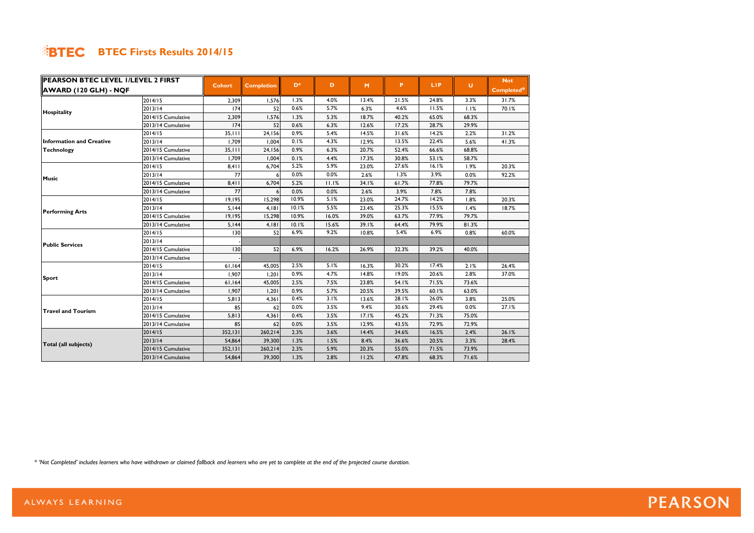# BTEC Firsts Results 2014/15

| PEARSON BTEC LEVEL 1/LEVEL 2 FIRST AWARD (120 GLH) - NQF | | Cohort | Completion | D* | D | M | P | L1P | U | Not Completed* |
|---|---|---|---|---|---|---|---|---|---|---|
| Hospitality | 2014/15 | 2,309 | 1,576 | 1.3% | 4.0% | 13.4% | 21.5% | 24.8% | 3.3% | 31.7% |
| | 2013/14 | 174 | 52 | 0.6% | 5.7% | 6.3% | 4.6% | 11.5% | 1.1% | 70.1% |
| | 2014/15 Cumulative | 2,309 | 1,576 | 1.3% | 5.3% | 18.7% | 40.2% | 65.0% | 68.3% | |
| | 2013/14 Cumulative | 174 | 52 | 0.6% | 6.3% | 12.6% | 17.2% | 28.7% | 29.9% | |
| Information and Creative Technology | 2014/15 | 35,111 | 24,156 | 0.9% | 5.4% | 14.5% | 31.6% | 14.2% | 2.2% | 31.2% |
| | 2013/14 | 1,709 | 1,004 | 0.1% | 4.3% | 12.9% | 13.5% | 22.4% | 5.6% | 41.3% |
| | 2014/15 Cumulative | 35,111 | 24,156 | 0.9% | 6.3% | 20.7% | 52.4% | 66.6% | 68.8% | |
| | 2013/14 Cumulative | 1,709 | 1,004 | 0.1% | 4.4% | 17.3% | 30.8% | 53.1% | 58.7% | |
| Music | 2014/15 | 8,411 | 6,704 | 5.2% | 5.9% | 23.0% | 27.6% | 16.1% | 1.9% | 20.3% |
| | 2013/14 | 77 | 6 | 0.0% | 0.0% | 2.6% | 1.3% | 3.9% | 0.0% | 92.2% |
| | 2014/15 Cumulative | 8,411 | 6,704 | 5.2% | 11.1% | 34.1% | 61.7% | 77.8% | 79.7% | |
| | 2013/14 Cumulative | 77 | 6 | 0.0% | 0.0% | 2.6% | 3.9% | 7.8% | 7.8% | |
| Performing Arts | 2014/15 | 19,195 | 15,298 | 10.9% | 5.1% | 23.0% | 24.7% | 14.2% | 1.8% | 20.3% |
| | 2013/14 | 5,144 | 4,181 | 10.1% | 5.5% | 23.4% | 25.3% | 15.5% | 1.4% | 18.7% |
| | 2014/15 Cumulative | 19,195 | 15,298 | 10.9% | 16.0% | 39.0% | 63.7% | 77.9% | 79.7% | |
| | 2013/14 Cumulative | 5,144 | 4,181 | 10.1% | 15.6% | 39.1% | 64.4% | 79.9% | 81.3% | |
| Public Services | 2014/15 | 130 | 52 | 6.9% | 9.2% | 10.8% | 5.4% | 6.9% | 0.8% | 60.0% |
| | 2013/14 | - | | | | | | | | |
| | 2014/15 Cumulative | 130 | 52 | 6.9% | 16.2% | 26.9% | 32.3% | 39.2% | 40.0% | |
| | 2013/14 Cumulative | - | | | | | | | | |
| Sport | 2014/15 | 61,164 | 45,005 | 2.5% | 5.1% | 16.3% | 30.2% | 17.4% | 2.1% | 26.4% |
| | 2013/14 | 1,907 | 1,201 | 0.9% | 4.7% | 14.8% | 19.0% | 20.6% | 2.8% | 37.0% |
| | 2014/15 Cumulative | 61,164 | 45,005 | 2.5% | 7.5% | 23.8% | 54.1% | 71.5% | 73.6% | |
| | 2013/14 Cumulative | 1,907 | 1,201 | 0.9% | 5.7% | 20.5% | 39.5% | 60.1% | 63.0% | |
| Travel and Tourism | 2014/15 | 5,813 | 4,361 | 0.4% | 3.1% | 13.6% | 28.1% | 26.0% | 3.8% | 25.0% |
| | 2013/14 | 85 | 62 | 0.0% | 3.5% | 9.4% | 30.6% | 29.4% | 0.0% | 27.1% |
| | 2014/15 Cumulative | 5,813 | 4,361 | 0.4% | 3.5% | 17.1% | 45.2% | 71.3% | 75.0% | |
| | 2013/14 Cumulative | 85 | 62 | 0.0% | 3.5% | 12.9% | 43.5% | 72.9% | 72.9% | |
| Total (all subjects) | 2014/15 | 352,131 | 260,214 | 2.3% | 3.6% | 14.4% | 34.6% | 16.5% | 2.4% | 26.1% |
| | 2013/14 | 54,864 | 39,300 | 1.3% | 1.5% | 8.4% | 36.6% | 20.5% | 3.3% | 28.4% |
| | 2014/15 Cumulative | 352,131 | 260,214 | 2.3% | 5.9% | 20.3% | 55.0% | 71.5% | 73.9% | |
| | 2013/14 Cumulative | 54,864 | 39,300 | 1.3% | 2.8% | 11.2% | 47.8% | 68.3% | 71.6% | |

*\* 'Not Completed' includes learners who have withdrawn or claimed fallback and learners who are yet to complete at the end of the projected course duration.*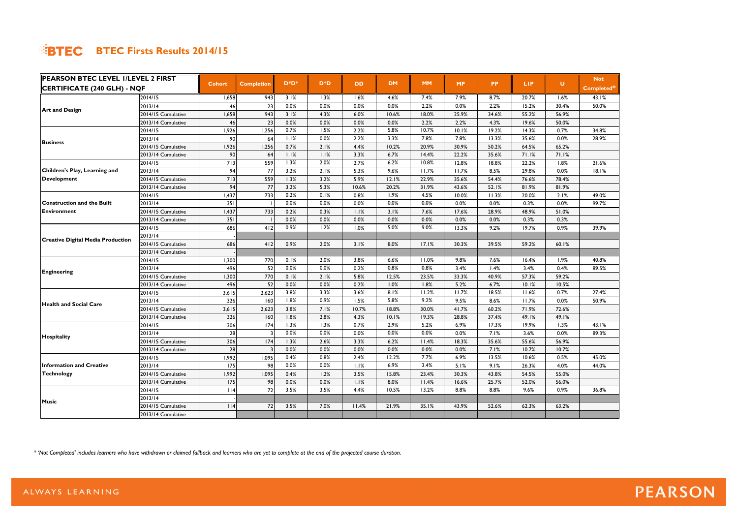# BTEC Firsts Results 2014/15

| PEARSON BTEC LEVEL 1/LEVEL 2 FIRST CERTIFICATE (240 GLH) - NQF | | Cohort | Completion | D*D* | D*D | DD | DM | MM | MP | PP | L1P | U | Not Completed* |
|---|---|---|---|---|---|---|---|---|---|---|---|---|---|
| Art and Design | 2014/15 | 1,658 | 943 | 3.1% | 1.3% | 1.6% | 4.6% | 7.4% | 7.9% | 8.7% | 20.7% | 1.6% | 43.1% |
| | 2013/14 | 46 | 23 | 0.0% | 0.0% | 0.0% | 0.0% | 2.2% | 0.0% | 2.2% | 15.2% | 30.4% | 50.0% |
| | 2014/15 Cumulative | 1,658 | 943 | 3.1% | 4.3% | 6.0% | 10.6% | 18.0% | 25.9% | 34.6% | 55.2% | 56.9% | |
| | 2013/14 Cumulative | 46 | 23 | 0.0% | 0.0% | 0.0% | 0.0% | 2.2% | 2.2% | 4.3% | 19.6% | 50.0% | |
| Business | 2014/15 | 1,926 | 1,256 | 0.7% | 1.5% | 2.2% | 5.8% | 10.7% | 10.1% | 19.2% | 14.3% | 0.7% | 34.8% |
| | 2013/14 | 90 | 64 | 1.1% | 0.0% | 2.2% | 3.3% | 7.8% | 7.8% | 13.3% | 35.6% | 0.0% | 28.9% |
| | 2014/15 Cumulative | 1,926 | 1,256 | 0.7% | 2.1% | 4.4% | 10.2% | 20.9% | 30.9% | 50.2% | 64.5% | 65.2% | |
| | 2013/14 Cumulative | 90 | 64 | 1.1% | 1.1% | 3.3% | 6.7% | 14.4% | 22.2% | 35.6% | 71.1% | 71.1% | |
| Children's Play, Learning and Development | 2014/15 | 713 | 559 | 1.3% | 2.0% | 2.7% | 6.2% | 10.8% | 12.8% | 18.8% | 22.2% | 1.8% | 21.6% |
| | 2013/14 | 94 | 77 | 3.2% | 2.1% | 5.3% | 9.6% | 11.7% | 11.7% | 8.5% | 29.8% | 0.0% | 18.1% |
| | 2014/15 Cumulative | 713 | 559 | 1.3% | 3.2% | 5.9% | 12.1% | 22.9% | 35.6% | 54.4% | 76.6% | 78.4% | |
| | 2013/14 Cumulative | 94 | 77 | 3.2% | 5.3% | 10.6% | 20.2% | 31.9% | 43.6% | 52.1% | 81.9% | 81.9% | |
| Construction and the Built Environment | 2014/15 | 1,437 | 733 | 0.2% | 0.1% | 0.8% | 1.9% | 4.5% | 10.0% | 11.3% | 20.0% | 2.1% | 49.0% |
| | 2013/14 | 351 | 1 | 0.0% | 0.0% | 0.0% | 0.0% | 0.0% | 0.0% | 0.0% | 0.3% | 0.0% | 99.7% |
| | 2014/15 Cumulative | 1,437 | 733 | 0.2% | 0.3% | 1.1% | 3.1% | 7.6% | 17.6% | 28.9% | 48.9% | 51.0% | |
| | 2013/14 Cumulative | 351 | 1 | 0.0% | 0.0% | 0.0% | 0.0% | 0.0% | 0.0% | 0.0% | 0.3% | 0.3% | |
| Creative Digital Media Production | 2014/15 | 686 | 412 | 0.9% | 1.2% | 1.0% | 5.0% | 9.0% | 13.3% | 9.2% | 19.7% | 0.9% | 39.9% |
| | 2013/14 | - | | | | | | | | | | | |
| | 2014/15 Cumulative | 686 | 412 | 0.9% | 2.0% | 3.1% | 8.0% | 17.1% | 30.3% | 39.5% | 59.2% | 60.1% | |
| | 2013/14 Cumulative | - | | | | | | | | | | | |
| Engineering | 2014/15 | 1,300 | 770 | 0.1% | 2.0% | 3.8% | 6.6% | 11.0% | 9.8% | 7.6% | 16.4% | 1.9% | 40.8% |
| | 2013/14 | 496 | 52 | 0.0% | 0.0% | 0.2% | 0.8% | 0.8% | 3.4% | 1.4% | 3.4% | 0.4% | 89.5% |
| | 2014/15 Cumulative | 1,300 | 770 | 0.1% | 2.1% | 5.8% | 12.5% | 23.5% | 33.3% | 40.9% | 57.3% | 59.2% | |
| | 2013/14 Cumulative | 496 | 52 | 0.0% | 0.0% | 0.2% | 1.0% | 1.8% | 5.2% | 6.7% | 10.1% | 10.5% | |
| Health and Social Care | 2014/15 | 3,615 | 2,623 | 3.8% | 3.3% | 3.6% | 8.1% | 11.2% | 11.7% | 18.5% | 11.6% | 0.7% | 27.4% |
| | 2013/14 | 326 | 160 | 1.8% | 0.9% | 1.5% | 5.8% | 9.2% | 9.5% | 8.6% | 11.7% | 0.0% | 50.9% |
| | 2014/15 Cumulative | 3,615 | 2,623 | 3.8% | 7.1% | 10.7% | 18.8% | 30.0% | 41.7% | 60.2% | 71.9% | 72.6% | |
| | 2013/14 Cumulative | 326 | 160 | 1.8% | 2.8% | 4.3% | 10.1% | 19.3% | 28.8% | 37.4% | 49.1% | 49.1% | |
| Hospitality | 2014/15 | 306 | 174 | 1.3% | 1.3% | 0.7% | 2.9% | 5.2% | 6.9% | 17.3% | 19.9% | 1.3% | 43.1% |
| | 2013/14 | 28 | 3 | 0.0% | 0.0% | 0.0% | 0.0% | 0.0% | 0.0% | 7.1% | 3.6% | 0.0% | 89.3% |
| | 2014/15 Cumulative | 306 | 174 | 1.3% | 2.6% | 3.3% | 6.2% | 11.4% | 18.3% | 35.6% | 55.6% | 56.9% | |
| | 2013/14 Cumulative | 28 | 3 | 0.0% | 0.0% | 0.0% | 0.0% | 0.0% | 0.0% | 7.1% | 10.7% | 10.7% | |
| Information and Creative Technology | 2014/15 | 1,992 | 1,095 | 0.4% | 0.8% | 2.4% | 12.2% | 7.7% | 6.9% | 13.5% | 10.6% | 0.5% | 45.0% |
| | 2013/14 | 175 | 98 | 0.0% | 0.0% | 1.1% | 6.9% | 3.4% | 5.1% | 9.1% | 26.3% | 4.0% | 44.0% |
| | 2014/15 Cumulative | 1,992 | 1,095 | 0.4% | 1.2% | 3.5% | 15.8% | 23.4% | 30.3% | 43.8% | 54.5% | 55.0% | |
| | 2013/14 Cumulative | 175 | 98 | 0.0% | 0.0% | 1.1% | 8.0% | 11.4% | 16.6% | 25.7% | 52.0% | 56.0% | |
| Music | 2014/15 | 114 | 72 | 3.5% | 3.5% | 4.4% | 10.5% | 13.2% | 8.8% | 8.8% | 9.6% | 0.9% | 36.8% |
| | 2013/14 | - | | | | | | | | | | | |
| | 2014/15 Cumulative | 114 | 72 | 3.5% | 7.0% | 11.4% | 21.9% | 35.1% | 43.9% | 52.6% | 62.3% | 63.2% | |
| | 2013/14 Cumulative | - | | | | | | | | | | | |

*\* 'Not Completed' includes learners who have withdrawn or claimed fallback and learners who are yet to complete at the end of the projected course duration.*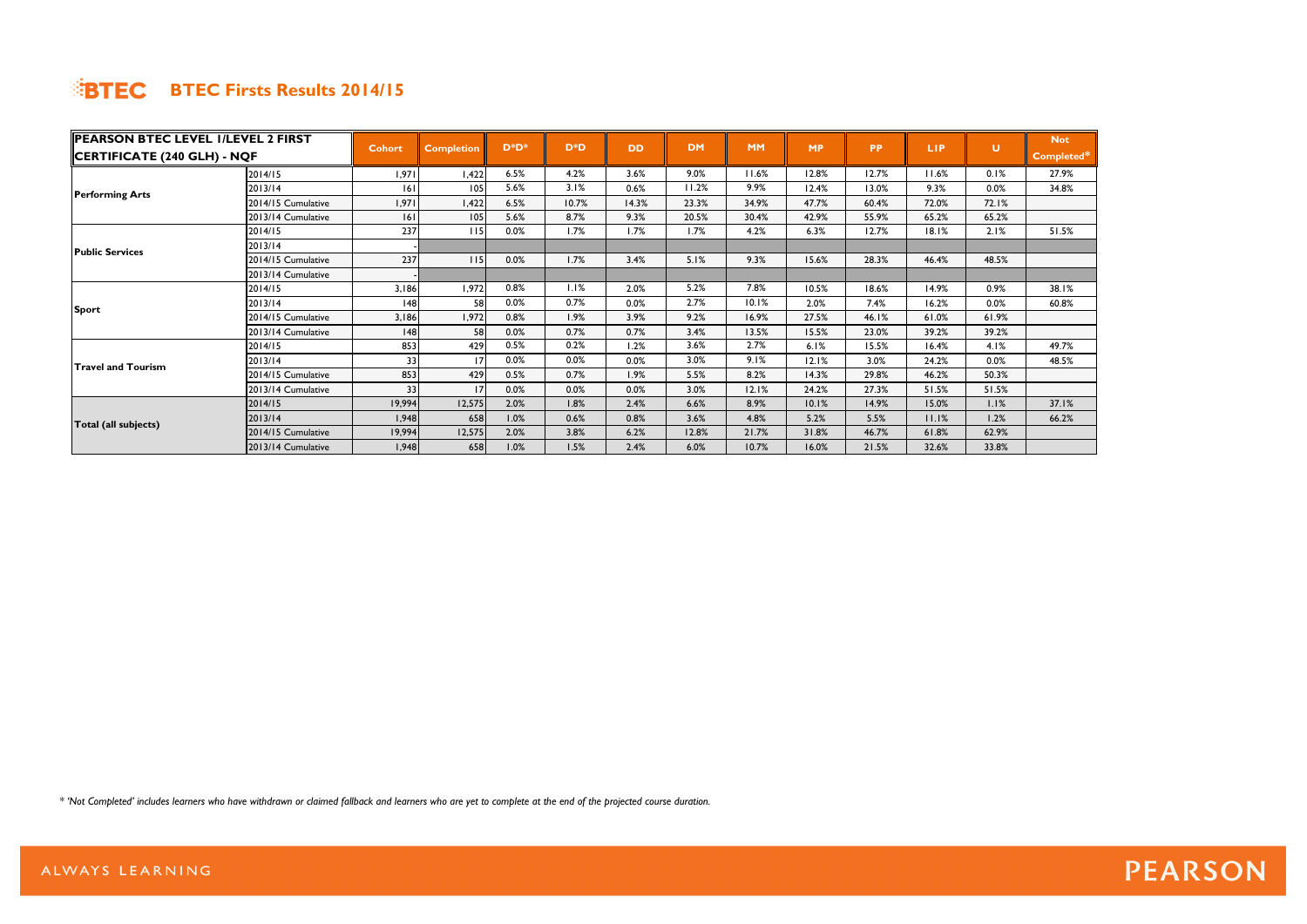# BTEC Firsts Results 2014/15

| PEARSON BTEC LEVEL 1/LEVEL 2 FIRST CERTIFICATE (240 GLH) - NQF | | Cohort | Completion | D*D* | D*D | DD | DM | MM | MP | PP | L1P | U | Not Completed* |
|---|---|---|---|---|---|---|---|---|---|---|---|---|---|
| Performing Arts | 2014/15 | 1,971 | 1,422 | 6.5% | 4.2% | 3.6% | 9.0% | 11.6% | 12.8% | 12.7% | 11.6% | 0.1% | 27.9% |
| | 2013/14 | 161 | 105 | 5.6% | 3.1% | 0.6% | 11.2% | 9.9% | 12.4% | 13.0% | 9.3% | 0.0% | 34.8% |
| | 2014/15 Cumulative | 1,971 | 1,422 | 6.5% | 10.7% | 14.3% | 23.3% | 34.9% | 47.7% | 60.4% | 72.0% | 72.1% | |
| | 2013/14 Cumulative | 161 | 105 | 5.6% | 8.7% | 9.3% | 20.5% | 30.4% | 42.9% | 55.9% | 65.2% | 65.2% | |
| Public Services | 2014/15 | 237 | 115 | 0.0% | 1.7% | 1.7% | 1.7% | 4.2% | 6.3% | 12.7% | 18.1% | 2.1% | 51.5% |
| | 2013/14 | - | | | | | | | | | | | |
| | 2014/15 Cumulative | 237 | 115 | 0.0% | 1.7% | 3.4% | 5.1% | 9.3% | 15.6% | 28.3% | 46.4% | 48.5% | |
| | 2013/14 Cumulative | - | | | | | | | | | | | |
| Sport | 2014/15 | 3,186 | 1,972 | 0.8% | 1.1% | 2.0% | 5.2% | 7.8% | 10.5% | 18.6% | 14.9% | 0.9% | 38.1% |
| | 2013/14 | 148 | 58 | 0.0% | 0.7% | 0.0% | 2.7% | 10.1% | 2.0% | 7.4% | 16.2% | 0.0% | 60.8% |
| | 2014/15 Cumulative | 3,186 | 1,972 | 0.8% | 1.9% | 3.9% | 9.2% | 16.9% | 27.5% | 46.1% | 61.0% | 61.9% | |
| | 2013/14 Cumulative | 148 | 58 | 0.0% | 0.7% | 0.7% | 3.4% | 13.5% | 15.5% | 23.0% | 39.2% | 39.2% | |
| Travel and Tourism | 2014/15 | 853 | 429 | 0.5% | 0.2% | 1.2% | 3.6% | 2.7% | 6.1% | 15.5% | 16.4% | 4.1% | 49.7% |
| | 2013/14 | 33 | 17 | 0.0% | 0.0% | 0.0% | 3.0% | 9.1% | 12.1% | 3.0% | 24.2% | 0.0% | 48.5% |
| | 2014/15 Cumulative | 853 | 429 | 0.5% | 0.7% | 1.9% | 5.5% | 8.2% | 14.3% | 29.8% | 46.2% | 50.3% | |
| | 2013/14 Cumulative | 33 | 17 | 0.0% | 0.0% | 0.0% | 3.0% | 12.1% | 24.2% | 27.3% | 51.5% | 51.5% | |
| Total (all subjects) | 2014/15 | 19,994 | 12,575 | 2.0% | 1.8% | 2.4% | 6.6% | 8.9% | 10.1% | 14.9% | 15.0% | 1.1% | 37.1% |
| | 2013/14 | 1,948 | 658 | 1.0% | 0.6% | 0.8% | 3.6% | 4.8% | 5.2% | 5.5% | 11.1% | 1.2% | 66.2% |
| | 2014/15 Cumulative | 19,994 | 12,575 | 2.0% | 3.8% | 6.2% | 12.8% | 21.7% | 31.8% | 46.7% | 61.8% | 62.9% | |
| | 2013/14 Cumulative | 1,948 | 658 | 1.0% | 1.5% | 2.4% | 6.0% | 10.7% | 16.0% | 21.5% | 32.6% | 33.8% | |

*\* 'Not Completed' includes learners who have withdrawn or claimed fallback and learners who are yet to complete at the end of the projected course duration.*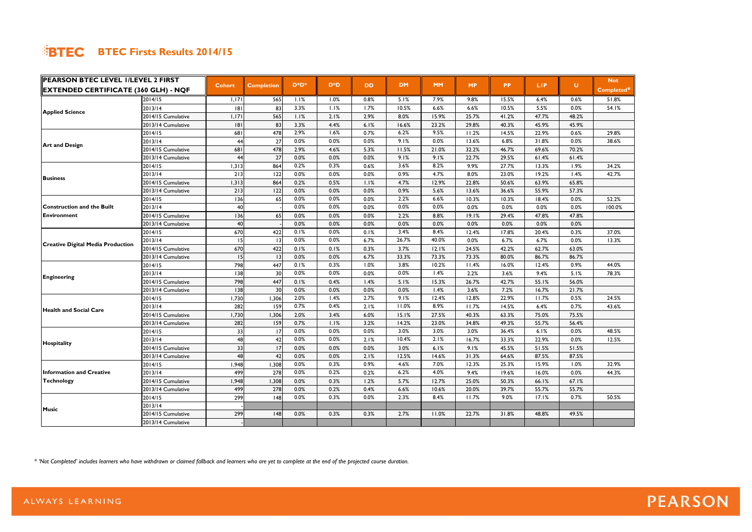# BTEC Firsts Results 2014/15

| PEARSON BTEC LEVEL 1/LEVEL 2 FIRST EXTENDED CERTIFICATE (360 GLH) - NQF | | Cohort | Completion | D*D* | D*D | DD | DM | MM | MP | PP | L1P | U | Not Completed* |
|---|---|---|---|---|---|---|---|---|---|---|---|---|---|
| Applied Science | 2014/15 | 1,171 | 565 | 1.1% | 1.0% | 0.8% | 5.1% | 7.9% | 9.8% | 15.5% | 6.4% | 0.6% | 51.8% |
| | 2013/14 | 181 | 83 | 3.3% | 1.1% | 1.7% | 10.5% | 6.6% | 6.6% | 10.5% | 5.5% | 0.0% | 54.1% |
| | 2014/15 Cumulative | 1,171 | 565 | 1.1% | 2.1% | 2.9% | 8.0% | 15.9% | 25.7% | 41.2% | 47.7% | 48.2% | |
| | 2013/14 Cumulative | 181 | 83 | 3.3% | 4.4% | 6.1% | 16.6% | 23.2% | 29.8% | 40.3% | 45.9% | 45.9% | |
| Art and Design | 2014/15 | 681 | 478 | 2.9% | 1.6% | 0.7% | 6.2% | 9.5% | 11.2% | 14.5% | 22.9% | 0.6% | 29.8% |
| | 2013/14 | 44 | 27 | 0.0% | 0.0% | 0.0% | 9.1% | 0.0% | 13.6% | 6.8% | 31.8% | 0.0% | 38.6% |
| | 2014/15 Cumulative | 681 | 478 | 2.9% | 4.6% | 5.3% | 11.5% | 21.0% | 32.2% | 46.7% | 69.6% | 70.2% | |
| | 2013/14 Cumulative | 44 | 27 | 0.0% | 0.0% | 0.0% | 9.1% | 9.1% | 22.7% | 29.5% | 61.4% | 61.4% | |
| Business | 2014/15 | 1,313 | 864 | 0.2% | 0.3% | 0.6% | 3.6% | 8.2% | 9.9% | 27.7% | 13.3% | 1.9% | 34.2% |
| | 2013/14 | 213 | 122 | 0.0% | 0.0% | 0.0% | 0.9% | 4.7% | 8.0% | 23.0% | 19.2% | 1.4% | 42.7% |
| | 2014/15 Cumulative | 1,313 | 864 | 0.2% | 0.5% | 1.1% | 4.7% | 12.9% | 22.8% | 50.6% | 63.9% | 65.8% | |
| | 2013/14 Cumulative | 213 | 122 | 0.0% | 0.0% | 0.0% | 0.9% | 5.6% | 13.6% | 36.6% | 55.9% | 57.3% | |
| Construction and the Built Environment | 2014/15 | 136 | 65 | 0.0% | 0.0% | 0.0% | 2.2% | 6.6% | 10.3% | 10.3% | 18.4% | 0.0% | 52.2% |
| | 2013/14 | 40 | - | 0.0% | 0.0% | 0.0% | 0.0% | 0.0% | 0.0% | 0.0% | 0.0% | 0.0% | 100.0% |
| | 2014/15 Cumulative | 136 | 65 | 0.0% | 0.0% | 0.0% | 2.2% | 8.8% | 19.1% | 29.4% | 47.8% | 47.8% | |
| | 2013/14 Cumulative | 40 | - | 0.0% | 0.0% | 0.0% | 0.0% | 0.0% | 0.0% | 0.0% | 0.0% | 0.0% | |
| Creative Digital Media Production | 2014/15 | 670 | 422 | 0.1% | 0.0% | 0.1% | 3.4% | 8.4% | 12.4% | 17.8% | 20.4% | 0.3% | 37.0% |
| | 2013/14 | 15 | 13 | 0.0% | 0.0% | 6.7% | 26.7% | 40.0% | 0.0% | 6.7% | 6.7% | 0.0% | 13.3% |
| | 2014/15 Cumulative | 670 | 422 | 0.1% | 0.1% | 0.3% | 3.7% | 12.1% | 24.5% | 42.2% | 62.7% | 63.0% | |
| | 2013/14 Cumulative | 15 | 13 | 0.0% | 0.0% | 6.7% | 33.3% | 73.3% | 73.3% | 80.0% | 86.7% | 86.7% | |
| Engineering | 2014/15 | 798 | 447 | 0.1% | 0.3% | 1.0% | 3.8% | 10.2% | 11.4% | 16.0% | 12.4% | 0.9% | 44.0% |
| | 2013/14 | 138 | 30 | 0.0% | 0.0% | 0.0% | 0.0% | 1.4% | 2.2% | 3.6% | 9.4% | 5.1% | 78.3% |
| | 2014/15 Cumulative | 798 | 447 | 0.1% | 0.4% | 1.4% | 5.1% | 15.3% | 26.7% | 42.7% | 55.1% | 56.0% | |
| | 2013/14 Cumulative | 138 | 30 | 0.0% | 0.0% | 0.0% | 0.0% | 1.4% | 3.6% | 7.2% | 16.7% | 21.7% | |
| Health and Social Care | 2014/15 | 1,730 | 1,306 | 2.0% | 1.4% | 2.7% | 9.1% | 12.4% | 12.8% | 22.9% | 11.7% | 0.5% | 24.5% |
| | 2013/14 | 282 | 159 | 0.7% | 0.4% | 2.1% | 11.0% | 8.9% | 11.7% | 14.5% | 6.4% | 0.7% | 43.6% |
| | 2014/15 Cumulative | 1,730 | 1,306 | 2.0% | 3.4% | 6.0% | 15.1% | 27.5% | 40.3% | 63.3% | 75.0% | 75.5% | |
| | 2013/14 Cumulative | 282 | 159 | 0.7% | 1.1% | 3.2% | 14.2% | 23.0% | 34.8% | 49.3% | 55.7% | 56.4% | |
| Hospitality | 2014/15 | 33 | 17 | 0.0% | 0.0% | 0.0% | 3.0% | 3.0% | 3.0% | 36.4% | 6.1% | 0.0% | 48.5% |
| | 2013/14 | 48 | 42 | 0.0% | 0.0% | 2.1% | 10.4% | 2.1% | 16.7% | 33.3% | 22.9% | 0.0% | 12.5% |
| | 2014/15 Cumulative | 33 | 17 | 0.0% | 0.0% | 0.0% | 3.0% | 6.1% | 9.1% | 45.5% | 51.5% | 51.5% | |
| | 2013/14 Cumulative | 48 | 42 | 0.0% | 0.0% | 2.1% | 12.5% | 14.6% | 31.3% | 64.6% | 87.5% | 87.5% | |
| Information and Creative Technology | 2014/15 | 1,948 | 1,308 | 0.0% | 0.3% | 0.9% | 4.6% | 7.0% | 12.3% | 25.3% | 15.9% | 1.0% | 32.9% |
| | 2013/14 | 499 | 278 | 0.0% | 0.2% | 0.2% | 6.2% | 4.0% | 9.4% | 19.6% | 16.0% | 0.0% | 44.3% |
| | 2014/15 Cumulative | 1,948 | 1,308 | 0.0% | 0.3% | 1.2% | 5.7% | 12.7% | 25.0% | 50.3% | 66.1% | 67.1% | |
| | 2013/14 Cumulative | 499 | 278 | 0.0% | 0.2% | 0.4% | 6.6% | 10.6% | 20.0% | 39.7% | 55.7% | 55.7% | |
| Music | 2014/15 | 299 | 148 | 0.0% | 0.3% | 0.0% | 2.3% | 8.4% | 11.7% | 9.0% | 17.1% | 0.7% | 50.5% |
| | 2013/14 | - | | | | | | | | | | | |
| | 2014/15 Cumulative | 299 | 148 | 0.0% | 0.3% | 0.3% | 2.7% | 11.0% | 22.7% | 31.8% | 48.8% | 49.5% | |
| | 2013/14 Cumulative | - | | | | | | | | | | | |

*\* 'Not Completed' includes learners who have withdrawn or claimed fallback and learners who are yet to complete at the end of the projected course duration.*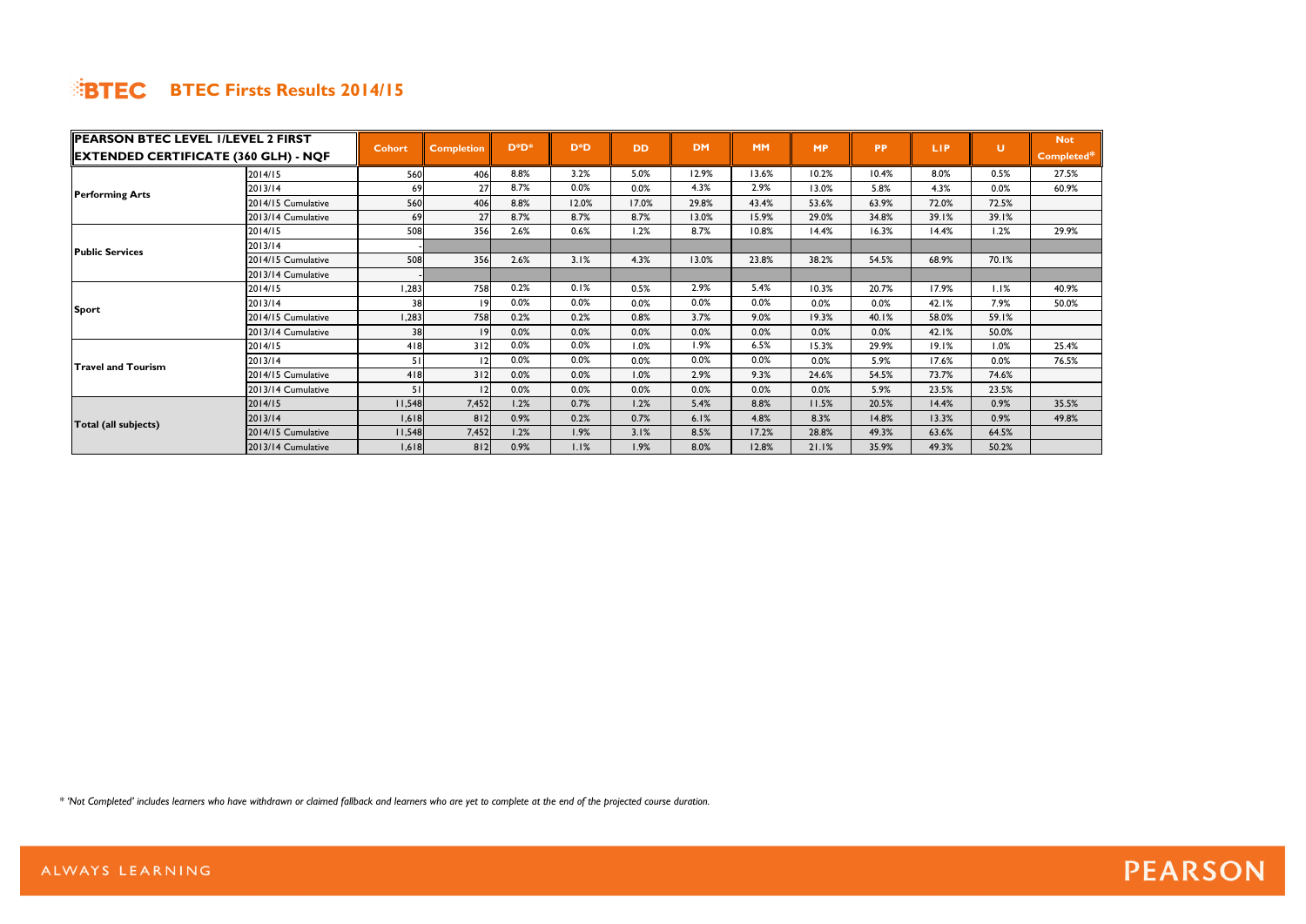# BTEC Firsts Results 2014/15

| PEARSON BTEC LEVEL 1/LEVEL 2 FIRST EXTENDED CERTIFICATE (360 GLH) - NQF | | Cohort | Completion | D*D* | D*D | DD | DM | MM | MP | PP | L1P | U | Not Completed* |
|---|---|---|---|---|---|---|---|---|---|---|---|---|---|
| Performing Arts | 2014/15 | 560 | 406 | 8.8% | 3.2% | 5.0% | 12.9% | 13.6% | 10.2% | 10.4% | 8.0% | 0.5% | 27.5% |
| | 2013/14 | 69 | 27 | 8.7% | 0.0% | 0.0% | 4.3% | 2.9% | 13.0% | 5.8% | 4.3% | 0.0% | 60.9% |
| | 2014/15 Cumulative | 560 | 406 | 8.8% | 12.0% | 17.0% | 29.8% | 43.4% | 53.6% | 63.9% | 72.0% | 72.5% | |
| | 2013/14 Cumulative | 69 | 27 | 8.7% | 8.7% | 8.7% | 13.0% | 15.9% | 29.0% | 34.8% | 39.1% | 39.1% | |
| Public Services | 2014/15 | 508 | 356 | 2.6% | 0.6% | 1.2% | 8.7% | 10.8% | 14.4% | 16.3% | 14.4% | 1.2% | 29.9% |
| | 2013/14 | - | | | | | | | | | | | |
| | 2014/15 Cumulative | 508 | 356 | 2.6% | 3.1% | 4.3% | 13.0% | 23.8% | 38.2% | 54.5% | 68.9% | 70.1% | |
| | 2013/14 Cumulative | - | | | | | | | | | | | |
| Sport | 2014/15 | 1,283 | 758 | 0.2% | 0.1% | 0.5% | 2.9% | 5.4% | 10.3% | 20.7% | 17.9% | 1.1% | 40.9% |
| | 2013/14 | 38 | 19 | 0.0% | 0.0% | 0.0% | 0.0% | 0.0% | 0.0% | 0.0% | 42.1% | 7.9% | 50.0% |
| | 2014/15 Cumulative | 1,283 | 758 | 0.2% | 0.2% | 0.8% | 3.7% | 9.0% | 19.3% | 40.1% | 58.0% | 59.1% | |
| | 2013/14 Cumulative | 38 | 19 | 0.0% | 0.0% | 0.0% | 0.0% | 0.0% | 0.0% | 0.0% | 42.1% | 50.0% | |
| Travel and Tourism | 2014/15 | 418 | 312 | 0.0% | 0.0% | 1.0% | 1.9% | 6.5% | 15.3% | 29.9% | 19.1% | 1.0% | 25.4% |
| | 2013/14 | 51 | 12 | 0.0% | 0.0% | 0.0% | 0.0% | 0.0% | 0.0% | 5.9% | 17.6% | 0.0% | 76.5% |
| | 2014/15 Cumulative | 418 | 312 | 0.0% | 0.0% | 1.0% | 2.9% | 9.3% | 24.6% | 54.5% | 73.7% | 74.6% | |
| | 2013/14 Cumulative | 51 | 12 | 0.0% | 0.0% | 0.0% | 0.0% | 0.0% | 0.0% | 5.9% | 23.5% | 23.5% | |
| Total (all subjects) | 2014/15 | 11,548 | 7,452 | 1.2% | 0.7% | 1.2% | 5.4% | 8.8% | 11.5% | 20.5% | 14.4% | 0.9% | 35.5% |
| | 2013/14 | 1,618 | 812 | 0.9% | 0.2% | 0.7% | 6.1% | 4.8% | 8.3% | 14.8% | 13.3% | 0.9% | 49.8% |
| | 2014/15 Cumulative | 11,548 | 7,452 | 1.2% | 1.9% | 3.1% | 8.5% | 17.2% | 28.8% | 49.3% | 63.6% | 64.5% | |
| | 2013/14 Cumulative | 1,618 | 812 | 0.9% | 1.1% | 1.9% | 8.0% | 12.8% | 21.1% | 35.9% | 49.3% | 50.2% | |

*\* 'Not Completed' includes learners who have withdrawn or claimed fallback and learners who are yet to complete at the end of the projected course duration.*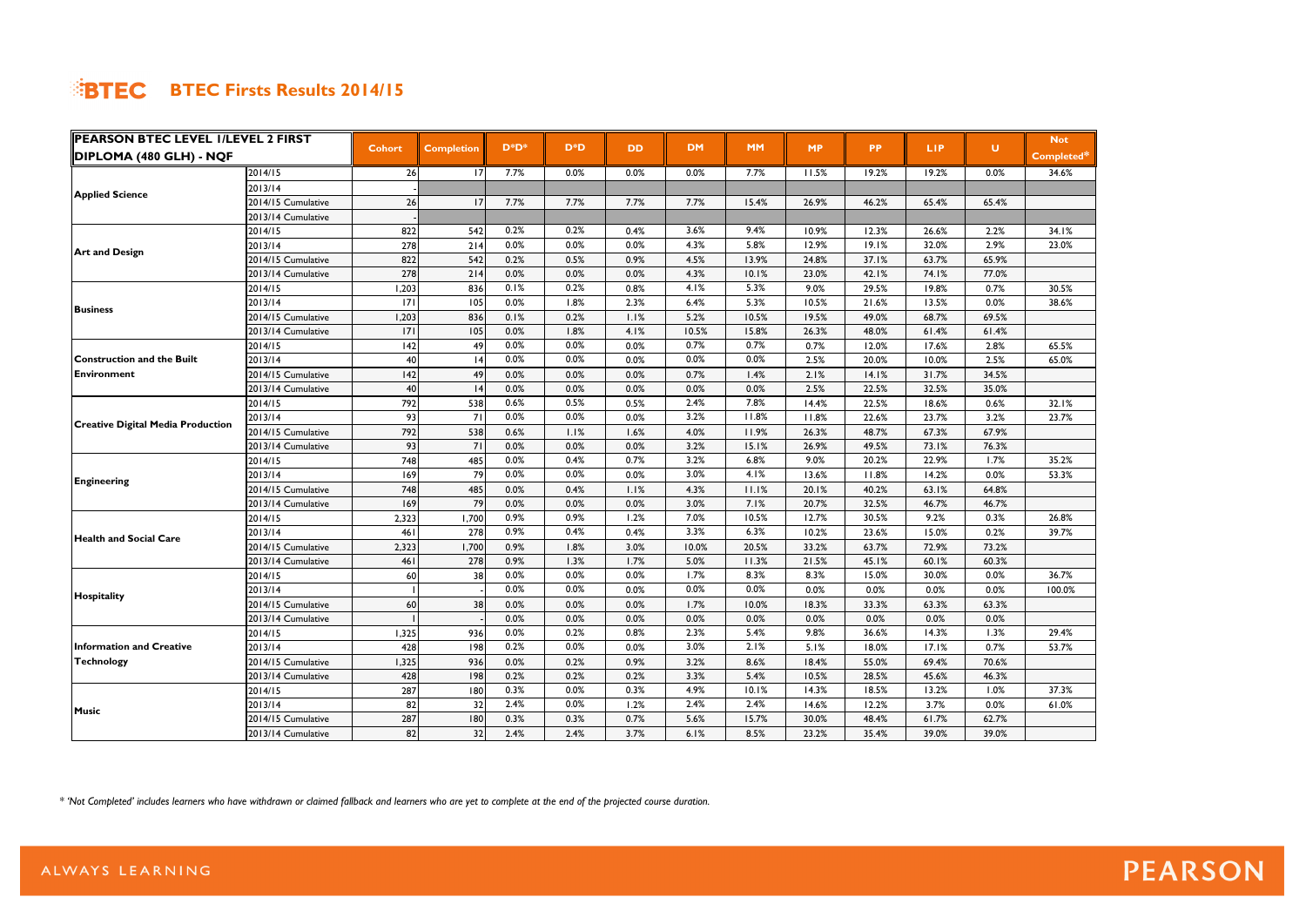# BTEC Firsts Results 2014/15

| PEARSON BTEC LEVEL 1/LEVEL 2 FIRST DIPLOMA (480 GLH) - NQF | | Cohort | Completion | D*D* | D*D | DD | DM | MM | MP | PP | L1P | U | Not Completed* |
|---|---|---|---|---|---|---|---|---|---|---|---|---|---|
| Applied Science | 2014/15 | 26 | 17 | 7.7% | 0.0% | 0.0% | 0.0% | 7.7% | 11.5% | 19.2% | 19.2% | 0.0% | 34.6% |
| | 2013/14 | - | | | | | | | | | | | |
| | 2014/15 Cumulative | 26 | 17 | 7.7% | 7.7% | 7.7% | 7.7% | 15.4% | 26.9% | 46.2% | 65.4% | 65.4% | |
| | 2013/14 Cumulative | - | | | | | | | | | | | |
| Art and Design | 2014/15 | 822 | 542 | 0.2% | 0.2% | 0.4% | 3.6% | 9.4% | 10.9% | 12.3% | 26.6% | 2.2% | 34.1% |
| | 2013/14 | 278 | 214 | 0.0% | 0.0% | 0.0% | 4.3% | 5.8% | 12.9% | 19.1% | 32.0% | 2.9% | 23.0% |
| | 2014/15 Cumulative | 822 | 542 | 0.2% | 0.5% | 0.9% | 4.5% | 13.9% | 24.8% | 37.1% | 63.7% | 65.9% | |
| | 2013/14 Cumulative | 278 | 214 | 0.0% | 0.0% | 0.0% | 4.3% | 10.1% | 23.0% | 42.1% | 74.1% | 77.0% | |
| Business | 2014/15 | 1,203 | 836 | 0.1% | 0.2% | 0.8% | 4.1% | 5.3% | 9.0% | 29.5% | 19.8% | 0.7% | 30.5% |
| | 2013/14 | 171 | 105 | 0.0% | 1.8% | 2.3% | 6.4% | 5.3% | 10.5% | 21.6% | 13.5% | 0.0% | 38.6% |
| | 2014/15 Cumulative | 1,203 | 836 | 0.1% | 0.2% | 1.1% | 5.2% | 10.5% | 19.5% | 49.0% | 68.7% | 69.5% | |
| | 2013/14 Cumulative | 171 | 105 | 0.0% | 1.8% | 4.1% | 10.5% | 15.8% | 26.3% | 48.0% | 61.4% | 61.4% | |
| Construction and the Built Environment | 2014/15 | 142 | 49 | 0.0% | 0.0% | 0.0% | 0.7% | 0.7% | 0.7% | 12.0% | 17.6% | 2.8% | 65.5% |
| | 2013/14 | 40 | 14 | 0.0% | 0.0% | 0.0% | 0.0% | 0.0% | 2.5% | 20.0% | 10.0% | 2.5% | 65.0% |
| | 2014/15 Cumulative | 142 | 49 | 0.0% | 0.0% | 0.0% | 0.7% | 1.4% | 2.1% | 14.1% | 31.7% | 34.5% | |
| | 2013/14 Cumulative | 40 | 14 | 0.0% | 0.0% | 0.0% | 0.0% | 0.0% | 2.5% | 22.5% | 32.5% | 35.0% | |
| Creative Digital Media Production | 2014/15 | 792 | 538 | 0.6% | 0.5% | 0.5% | 2.4% | 7.8% | 14.4% | 22.5% | 18.6% | 0.6% | 32.1% |
| | 2013/14 | 93 | 71 | 0.0% | 0.0% | 0.0% | 3.2% | 11.8% | 11.8% | 22.6% | 23.7% | 3.2% | 23.7% |
| | 2014/15 Cumulative | 792 | 538 | 0.6% | 1.1% | 1.6% | 4.0% | 11.9% | 26.3% | 48.7% | 67.3% | 67.9% | |
| | 2013/14 Cumulative | 93 | 71 | 0.0% | 0.0% | 0.0% | 3.2% | 15.1% | 26.9% | 49.5% | 73.1% | 76.3% | |
| Engineering | 2014/15 | 748 | 485 | 0.0% | 0.4% | 0.7% | 3.2% | 6.8% | 9.0% | 20.2% | 22.9% | 1.7% | 35.2% |
| | 2013/14 | 169 | 79 | 0.0% | 0.0% | 0.0% | 3.0% | 4.1% | 13.6% | 11.8% | 14.2% | 0.0% | 53.3% |
| | 2014/15 Cumulative | 748 | 485 | 0.0% | 0.4% | 1.1% | 4.3% | 11.1% | 20.1% | 40.2% | 63.1% | 64.8% | |
| | 2013/14 Cumulative | 169 | 79 | 0.0% | 0.0% | 0.0% | 3.0% | 7.1% | 20.7% | 32.5% | 46.7% | 46.7% | |
| Health and Social Care | 2014/15 | 2,323 | 1,700 | 0.9% | 0.9% | 1.2% | 7.0% | 10.5% | 12.7% | 30.5% | 9.2% | 0.3% | 26.8% |
| | 2013/14 | 461 | 278 | 0.9% | 0.4% | 0.4% | 3.3% | 6.3% | 10.2% | 23.6% | 15.0% | 0.2% | 39.7% |
| | 2014/15 Cumulative | 2,323 | 1,700 | 0.9% | 1.8% | 3.0% | 10.0% | 20.5% | 33.2% | 63.7% | 72.9% | 73.2% | |
| | 2013/14 Cumulative | 461 | 278 | 0.9% | 1.3% | 1.7% | 5.0% | 11.3% | 21.5% | 45.1% | 60.1% | 60.3% | |
| Hospitality | 2014/15 | 60 | 38 | 0.0% | 0.0% | 0.0% | 1.7% | 8.3% | 8.3% | 15.0% | 30.0% | 0.0% | 36.7% |
| | 2013/14 | 1 | - | 0.0% | 0.0% | 0.0% | 0.0% | 0.0% | 0.0% | 0.0% | 0.0% | 0.0% | 100.0% |
| | 2014/15 Cumulative | 60 | 38 | 0.0% | 0.0% | 0.0% | 1.7% | 10.0% | 18.3% | 33.3% | 63.3% | 63.3% | |
| | 2013/14 Cumulative | 1 | - | 0.0% | 0.0% | 0.0% | 0.0% | 0.0% | 0.0% | 0.0% | 0.0% | 0.0% | |
| Information and Creative Technology | 2014/15 | 1,325 | 936 | 0.0% | 0.2% | 0.8% | 2.3% | 5.4% | 9.8% | 36.6% | 14.3% | 1.3% | 29.4% |
| | 2013/14 | 428 | 198 | 0.2% | 0.0% | 0.0% | 3.0% | 2.1% | 5.1% | 18.0% | 17.1% | 0.7% | 53.7% |
| | 2014/15 Cumulative | 1,325 | 936 | 0.0% | 0.2% | 0.9% | 3.2% | 8.6% | 18.4% | 55.0% | 69.4% | 70.6% | |
| | 2013/14 Cumulative | 428 | 198 | 0.2% | 0.2% | 0.2% | 3.3% | 5.4% | 10.5% | 28.5% | 45.6% | 46.3% | |
| Music | 2014/15 | 287 | 180 | 0.3% | 0.0% | 0.3% | 4.9% | 10.1% | 14.3% | 18.5% | 13.2% | 1.0% | 37.3% |
| | 2013/14 | 82 | 32 | 2.4% | 0.0% | 1.2% | 2.4% | 2.4% | 14.6% | 12.2% | 3.7% | 0.0% | 61.0% |
| | 2014/15 Cumulative | 287 | 180 | 0.3% | 0.3% | 0.7% | 5.6% | 15.7% | 30.0% | 48.4% | 61.7% | 62.7% | |
| | 2013/14 Cumulative | 82 | 32 | 2.4% | 2.4% | 3.7% | 6.1% | 8.5% | 23.2% | 35.4% | 39.0% | 39.0% | |

*\* 'Not Completed' includes learners who have withdrawn or claimed fallback and learners who are yet to complete at the end of the projected course duration.*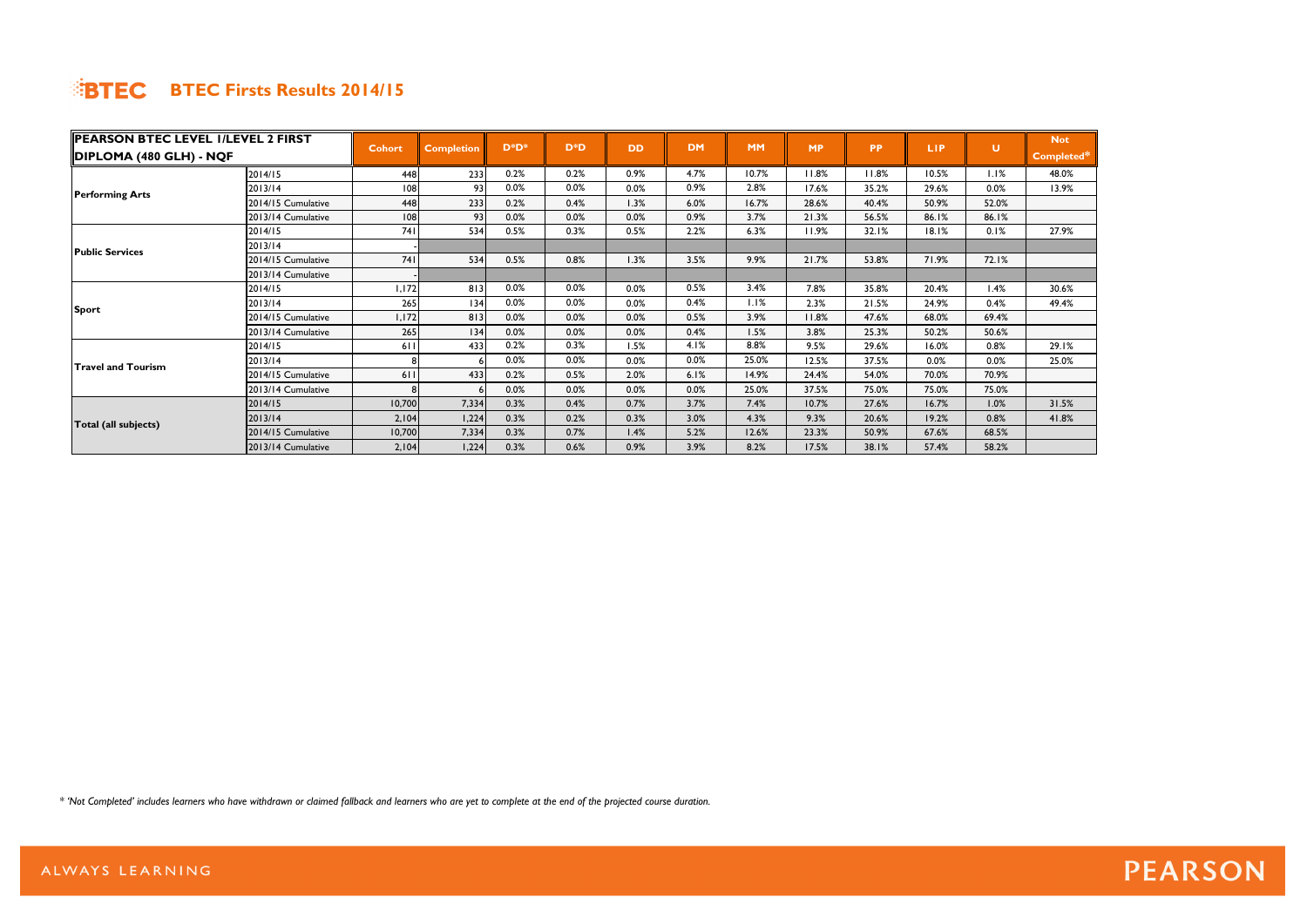# BTEC Firsts Results 2014/15

| PEARSON BTEC LEVEL 1/LEVEL 2 FIRST DIPLOMA (480 GLH) - NQF | | Cohort | Completion | D*D* | D*D | DD | DM | MM | MP | PP | L1P | U | Not Completed* |
|---|---|---|---|---|---|---|---|---|---|---|---|---|---|
| Performing Arts | 2014/15 | 448 | 233 | 0.2% | 0.2% | 0.9% | 4.7% | 10.7% | 11.8% | 11.8% | 10.5% | 1.1% | 48.0% |
| | 2013/14 | 108 | 93 | 0.0% | 0.0% | 0.0% | 0.9% | 2.8% | 17.6% | 35.2% | 29.6% | 0.0% | 13.9% |
| | 2014/15 Cumulative | 448 | 233 | 0.2% | 0.4% | 1.3% | 6.0% | 16.7% | 28.6% | 40.4% | 50.9% | 52.0% | |
| | 2013/14 Cumulative | 108 | 93 | 0.0% | 0.0% | 0.0% | 0.9% | 3.7% | 21.3% | 56.5% | 86.1% | 86.1% | |
| Public Services | 2014/15 | 741 | 534 | 0.5% | 0.3% | 0.5% | 2.2% | 6.3% | 11.9% | 32.1% | 18.1% | 0.1% | 27.9% |
| | 2013/14 | - | | | | | | | | | | | |
| | 2014/15 Cumulative | 741 | 534 | 0.5% | 0.8% | 1.3% | 3.5% | 9.9% | 21.7% | 53.8% | 71.9% | 72.1% | |
| | 2013/14 Cumulative | - | | | | | | | | | | | |
| Sport | 2014/15 | 1,172 | 813 | 0.0% | 0.0% | 0.0% | 0.5% | 3.4% | 7.8% | 35.8% | 20.4% | 1.4% | 30.6% |
| | 2013/14 | 265 | 134 | 0.0% | 0.0% | 0.0% | 0.4% | 1.1% | 2.3% | 21.5% | 24.9% | 0.4% | 49.4% |
| | 2014/15 Cumulative | 1,172 | 813 | 0.0% | 0.0% | 0.0% | 0.5% | 3.9% | 11.8% | 47.6% | 68.0% | 69.4% | |
| | 2013/14 Cumulative | 265 | 134 | 0.0% | 0.0% | 0.0% | 0.4% | 1.5% | 3.8% | 25.3% | 50.2% | 50.6% | |
| Travel and Tourism | 2014/15 | 611 | 433 | 0.2% | 0.3% | 1.5% | 4.1% | 8.8% | 9.5% | 29.6% | 16.0% | 0.8% | 29.1% |
| | 2013/14 | 8 | 6 | 0.0% | 0.0% | 0.0% | 0.0% | 25.0% | 12.5% | 37.5% | 0.0% | 0.0% | 25.0% |
| | 2014/15 Cumulative | 611 | 433 | 0.2% | 0.5% | 2.0% | 6.1% | 14.9% | 24.4% | 54.0% | 70.0% | 70.9% | |
| | 2013/14 Cumulative | 8 | 6 | 0.0% | 0.0% | 0.0% | 0.0% | 25.0% | 37.5% | 75.0% | 75.0% | 75.0% | |
| Total (all subjects) | 2014/15 | 10,700 | 7,334 | 0.3% | 0.4% | 0.7% | 3.7% | 7.4% | 10.7% | 27.6% | 16.7% | 1.0% | 31.5% |
| | 2013/14 | 2,104 | 1,224 | 0.3% | 0.2% | 0.3% | 3.0% | 4.3% | 9.3% | 20.6% | 19.2% | 0.8% | 41.8% |
| | 2014/15 Cumulative | 10,700 | 7,334 | 0.3% | 0.7% | 1.4% | 5.2% | 12.6% | 23.3% | 50.9% | 67.6% | 68.5% | |
| | 2013/14 Cumulative | 2,104 | 1,224 | 0.3% | 0.6% | 0.9% | 3.9% | 8.2% | 17.5% | 38.1% | 57.4% | 58.2% | |

*\* 'Not Completed' includes learners who have withdrawn or claimed fallback and learners who are yet to complete at the end of the projected course duration.*